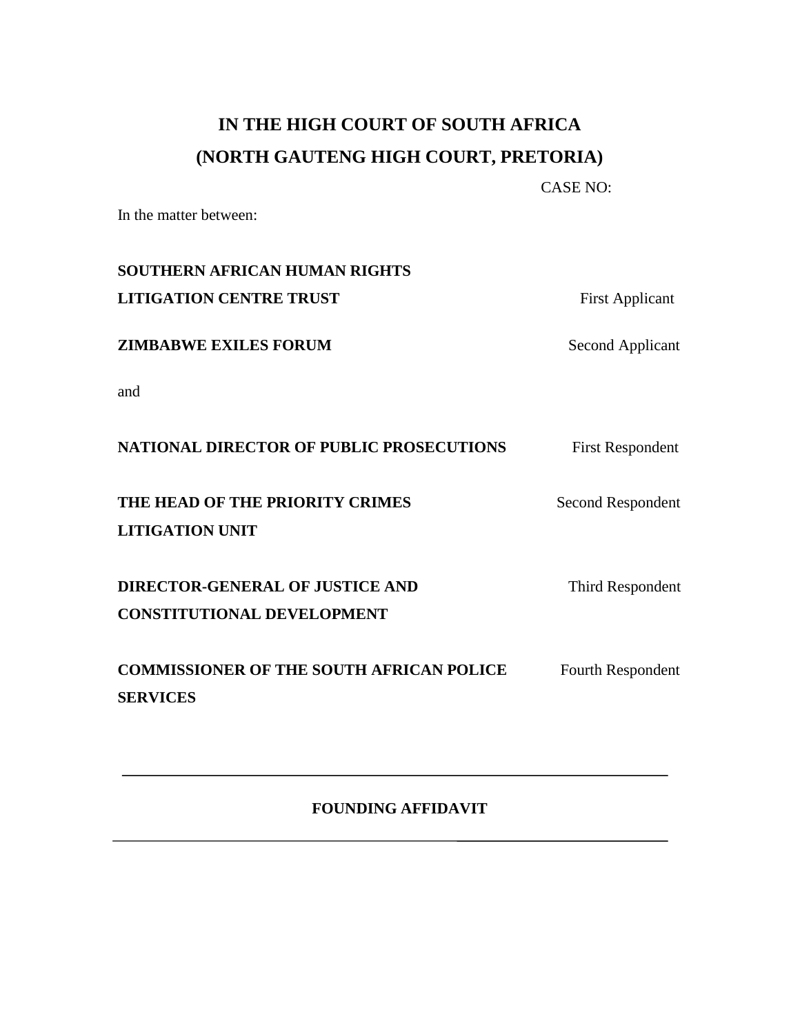# IN THE HIGH COURT OF SOUTH AFRICA
# (NORTH GAUTENG HIGH COURT, PRETORIA)

CASE NO:

In the matter between:

| | |
|---|---|
| **SOUTHERN AFRICAN HUMAN RIGHTS LITIGATION CENTRE TRUST** | First Applicant |
| **ZIMBABWE EXILES FORUM** | Second Applicant |

and

| | |
|---|---|
| **NATIONAL DIRECTOR OF PUBLIC PROSECUTIONS** | First Respondent |
| **THE HEAD OF THE PRIORITY CRIMES LITIGATION UNIT** | Second Respondent |
| **DIRECTOR-GENERAL OF JUSTICE AND CONSTITUTIONAL DEVELOPMENT** | Third Respondent |
| **COMMISSIONER OF THE SOUTH AFRICAN POLICE SERVICES** | Fourth Respondent |

---

**FOUNDING AFFIDAVIT**

---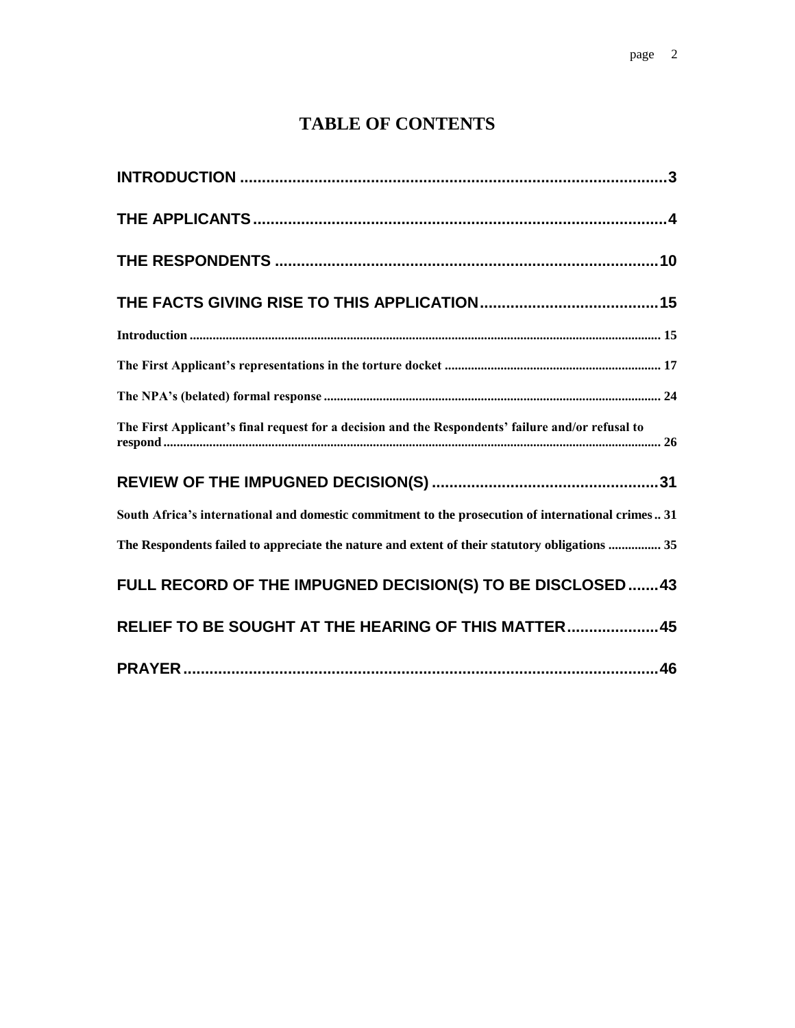# TABLE OF CONTENTS

**INTRODUCTION** .................................................................................................... 3

**THE APPLICANTS** ............................................................................................... 4

**THE RESPONDENTS** .......................................................................................... 10

**THE FACTS GIVING RISE TO THIS APPLICATION** ......................................... 15

**Introduction** ..................................................................................................... 15

**The First Applicant's representations in the torture docket** ............................. 17

**The NPA's (belated) formal response** ............................................................... 24

**The First Applicant's final request for a decision and the Respondents' failure and/or refusal to respond** ............................................................................................................... 26

**REVIEW OF THE IMPUGNED DECISION(S)** ..................................................... 31

**South Africa's international and domestic commitment to the prosecution of international crimes** .. 31

**The Respondents failed to appreciate the nature and extent of their statutory obligations** ................ 35

**FULL RECORD OF THE IMPUGNED DECISION(S) TO BE DISCLOSED** ....... 43

**RELIEF TO BE SOUGHT AT THE HEARING OF THIS MATTER** ..................... 45

**PRAYER** ............................................................................................................... 46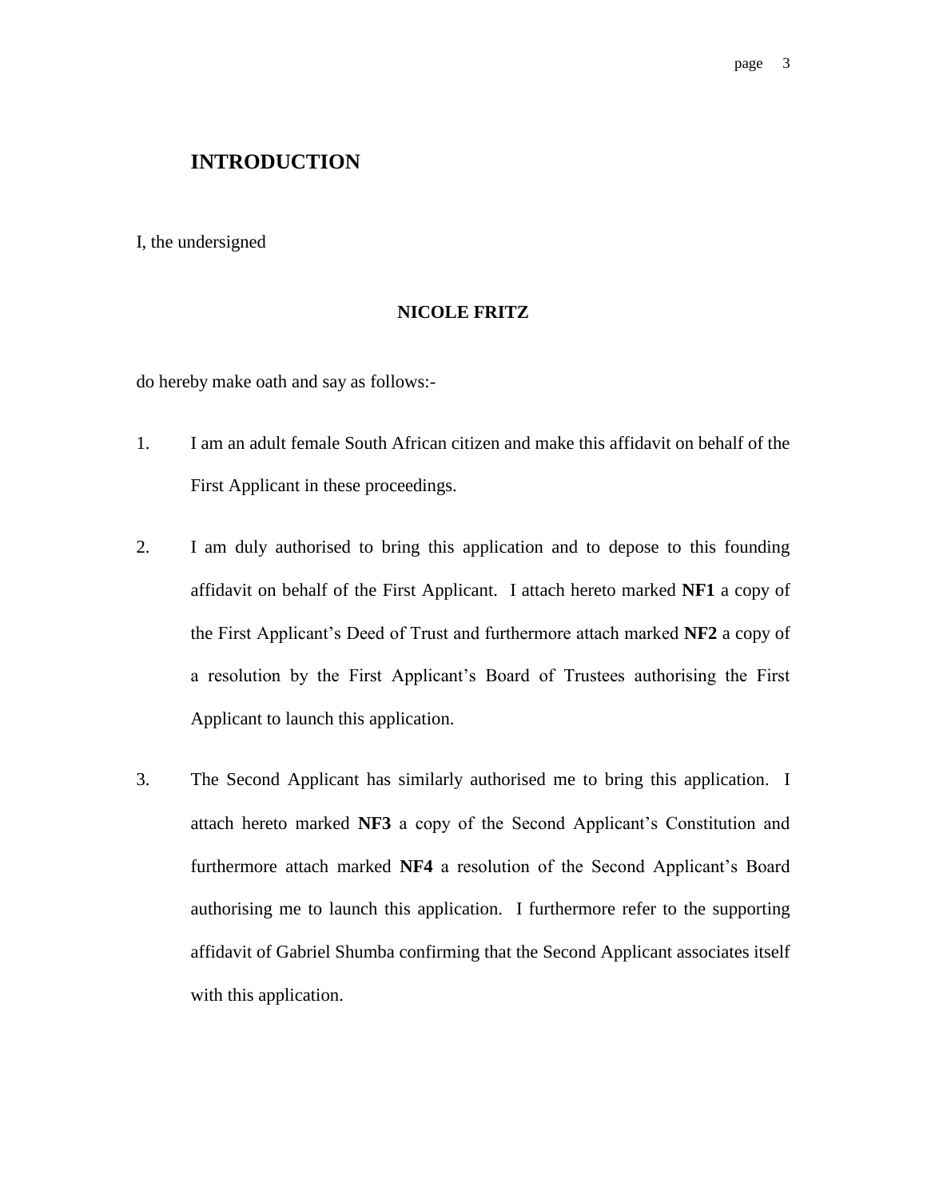## INTRODUCTION

I, the undersigned

**NICOLE FRITZ**

do hereby make oath and say as follows:-

1. I am an adult female South African citizen and make this affidavit on behalf of the First Applicant in these proceedings.

2. I am duly authorised to bring this application and to depose to this founding affidavit on behalf of the First Applicant. I attach hereto marked **NF1** a copy of the First Applicant's Deed of Trust and furthermore attach marked **NF2** a copy of a resolution by the First Applicant's Board of Trustees authorising the First Applicant to launch this application.

3. The Second Applicant has similarly authorised me to bring this application. I attach hereto marked **NF3** a copy of the Second Applicant's Constitution and furthermore attach marked **NF4** a resolution of the Second Applicant's Board authorising me to launch this application. I furthermore refer to the supporting affidavit of Gabriel Shumba confirming that the Second Applicant associates itself with this application.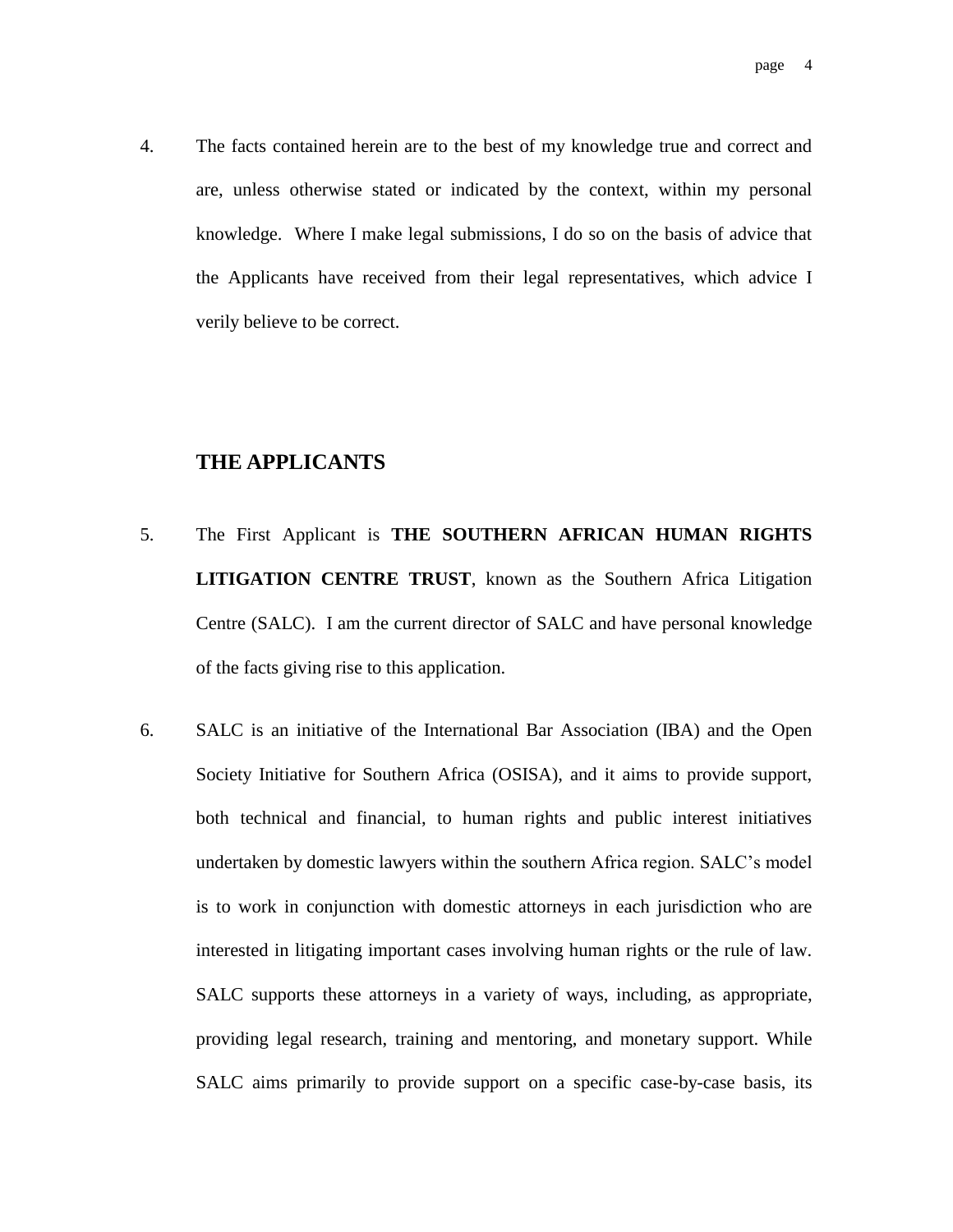4. The facts contained herein are to the best of my knowledge true and correct and are, unless otherwise stated or indicated by the context, within my personal knowledge. Where I make legal submissions, I do so on the basis of advice that the Applicants have received from their legal representatives, which advice I verily believe to be correct.

## THE APPLICANTS

5. The First Applicant is **THE SOUTHERN AFRICAN HUMAN RIGHTS LITIGATION CENTRE TRUST**, known as the Southern Africa Litigation Centre (SALC). I am the current director of SALC and have personal knowledge of the facts giving rise to this application.

6. SALC is an initiative of the International Bar Association (IBA) and the Open Society Initiative for Southern Africa (OSISA), and it aims to provide support, both technical and financial, to human rights and public interest initiatives undertaken by domestic lawyers within the southern Africa region. SALC's model is to work in conjunction with domestic attorneys in each jurisdiction who are interested in litigating important cases involving human rights or the rule of law. SALC supports these attorneys in a variety of ways, including, as appropriate, providing legal research, training and mentoring, and monetary support. While SALC aims primarily to provide support on a specific case-by-case basis, its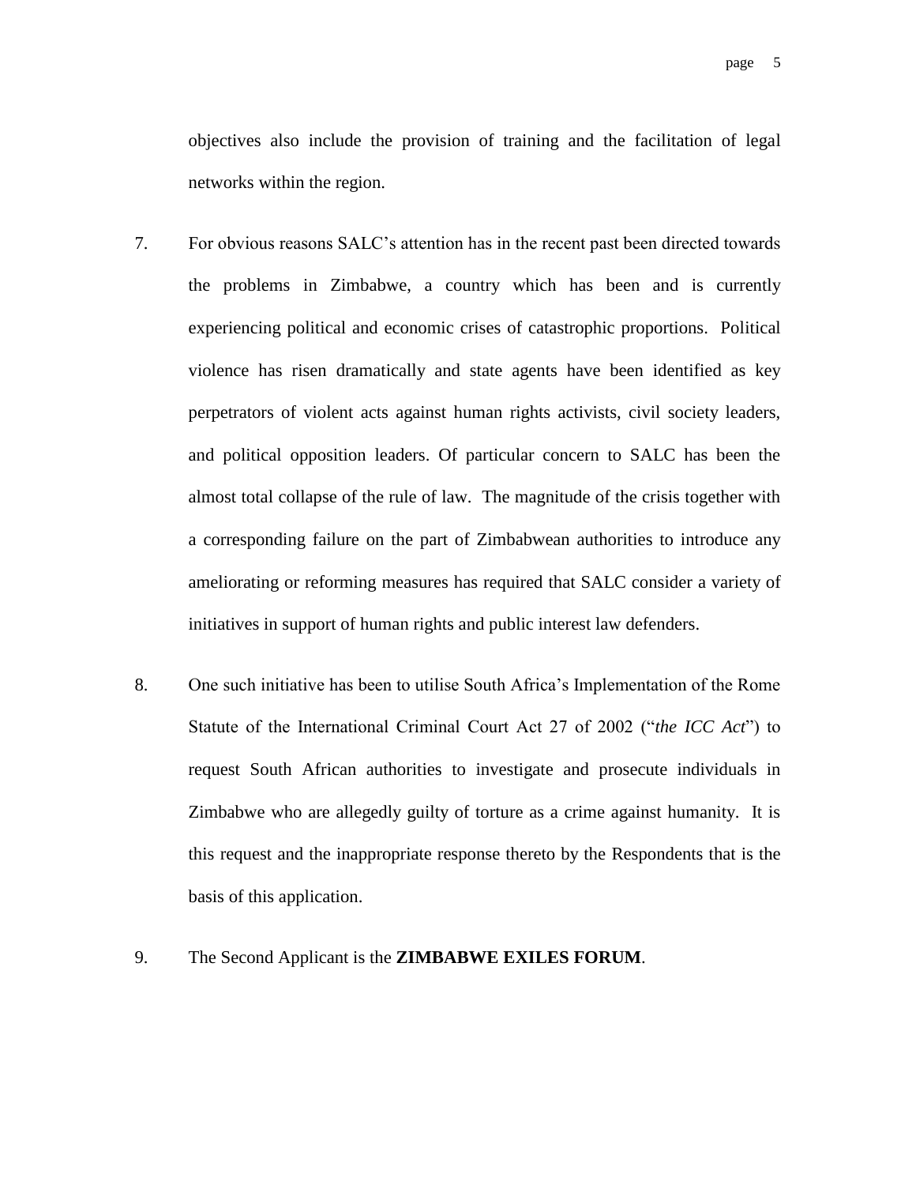objectives also include the provision of training and the facilitation of legal networks within the region.

7. For obvious reasons SALC's attention has in the recent past been directed towards the problems in Zimbabwe, a country which has been and is currently experiencing political and economic crises of catastrophic proportions. Political violence has risen dramatically and state agents have been identified as key perpetrators of violent acts against human rights activists, civil society leaders, and political opposition leaders. Of particular concern to SALC has been the almost total collapse of the rule of law. The magnitude of the crisis together with a corresponding failure on the part of Zimbabwean authorities to introduce any ameliorating or reforming measures has required that SALC consider a variety of initiatives in support of human rights and public interest law defenders.

8. One such initiative has been to utilise South Africa's Implementation of the Rome Statute of the International Criminal Court Act 27 of 2002 ("*the ICC Act*") to request South African authorities to investigate and prosecute individuals in Zimbabwe who are allegedly guilty of torture as a crime against humanity. It is this request and the inappropriate response thereto by the Respondents that is the basis of this application.

9. The Second Applicant is the **ZIMBABWE EXILES FORUM**.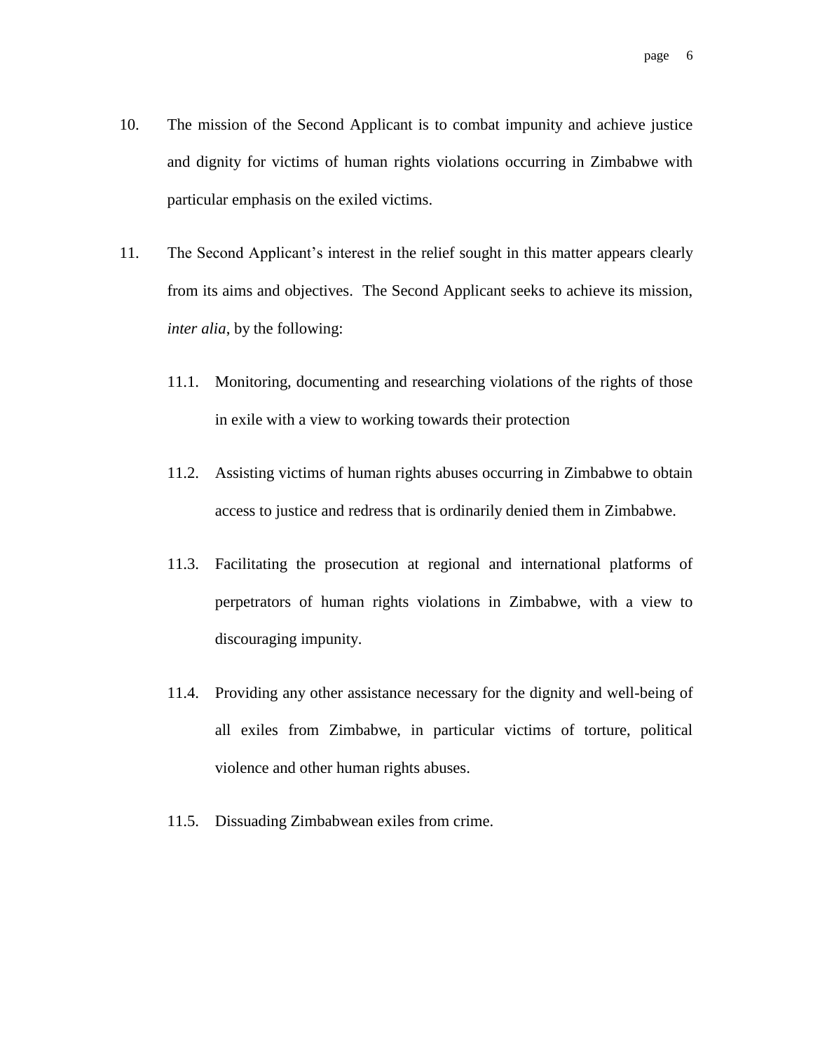10. The mission of the Second Applicant is to combat impunity and achieve justice and dignity for victims of human rights violations occurring in Zimbabwe with particular emphasis on the exiled victims.

11. The Second Applicant's interest in the relief sought in this matter appears clearly from its aims and objectives. The Second Applicant seeks to achieve its mission, *inter alia*, by the following:

    11.1. Monitoring, documenting and researching violations of the rights of those in exile with a view to working towards their protection

    11.2. Assisting victims of human rights abuses occurring in Zimbabwe to obtain access to justice and redress that is ordinarily denied them in Zimbabwe.

    11.3. Facilitating the prosecution at regional and international platforms of perpetrators of human rights violations in Zimbabwe, with a view to discouraging impunity.

    11.4. Providing any other assistance necessary for the dignity and well-being of all exiles from Zimbabwe, in particular victims of torture, political violence and other human rights abuses.

    11.5. Dissuading Zimbabwean exiles from crime.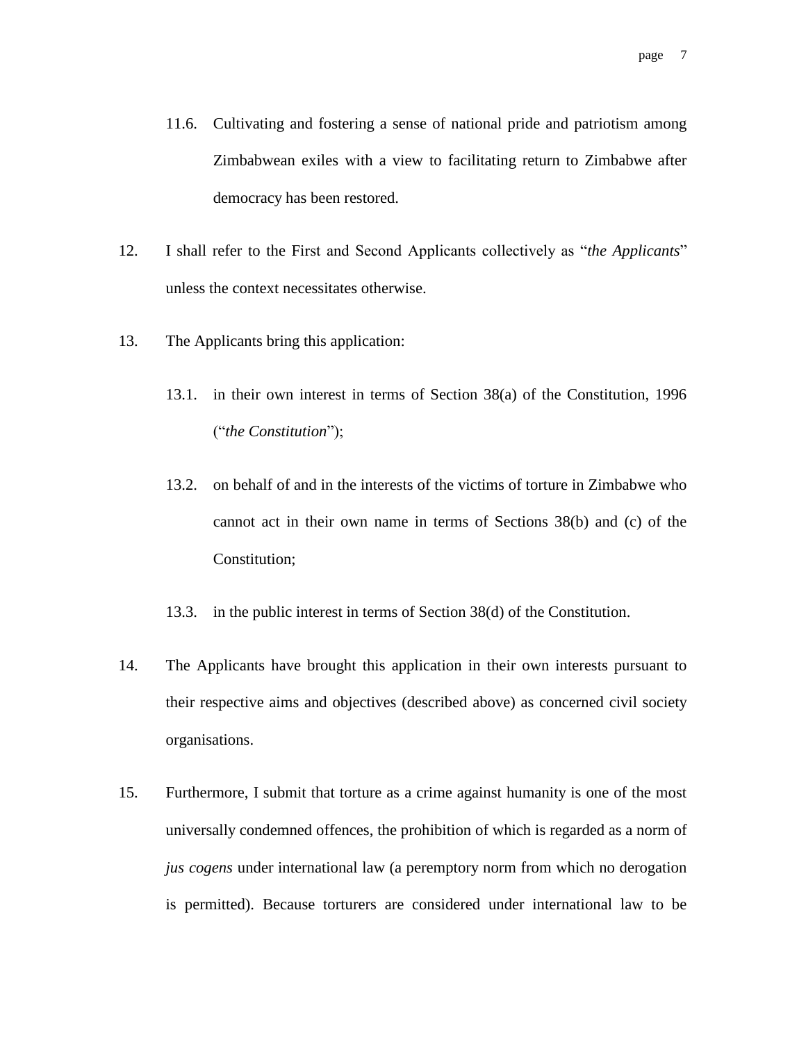11.6. Cultivating and fostering a sense of national pride and patriotism among Zimbabwean exiles with a view to facilitating return to Zimbabwe after democracy has been restored.

12. I shall refer to the First and Second Applicants collectively as "*the Applicants*" unless the context necessitates otherwise.

13. The Applicants bring this application:

    13.1. in their own interest in terms of Section 38(a) of the Constitution, 1996 ("*the Constitution*");

    13.2. on behalf of and in the interests of the victims of torture in Zimbabwe who cannot act in their own name in terms of Sections 38(b) and (c) of the Constitution;

    13.3. in the public interest in terms of Section 38(d) of the Constitution.

14. The Applicants have brought this application in their own interests pursuant to their respective aims and objectives (described above) as concerned civil society organisations.

15. Furthermore, I submit that torture as a crime against humanity is one of the most universally condemned offences, the prohibition of which is regarded as a norm of *jus cogens* under international law (a peremptory norm from which no derogation is permitted). Because torturers are considered under international law to be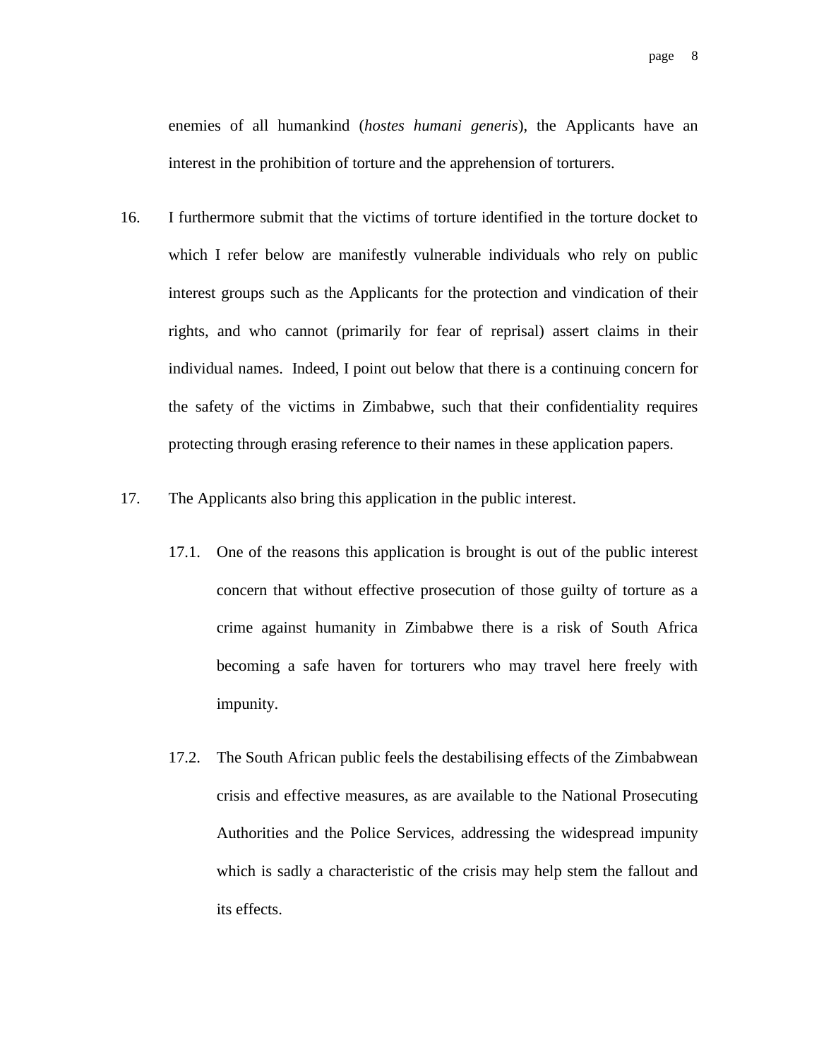enemies of all humankind (*hostes humani generis*), the Applicants have an interest in the prohibition of torture and the apprehension of torturers.

16. I furthermore submit that the victims of torture identified in the torture docket to which I refer below are manifestly vulnerable individuals who rely on public interest groups such as the Applicants for the protection and vindication of their rights, and who cannot (primarily for fear of reprisal) assert claims in their individual names. Indeed, I point out below that there is a continuing concern for the safety of the victims in Zimbabwe, such that their confidentiality requires protecting through erasing reference to their names in these application papers.

17. The Applicants also bring this application in the public interest.

    17.1. One of the reasons this application is brought is out of the public interest concern that without effective prosecution of those guilty of torture as a crime against humanity in Zimbabwe there is a risk of South Africa becoming a safe haven for torturers who may travel here freely with impunity.

    17.2. The South African public feels the destabilising effects of the Zimbabwean crisis and effective measures, as are available to the National Prosecuting Authorities and the Police Services, addressing the widespread impunity which is sadly a characteristic of the crisis may help stem the fallout and its effects.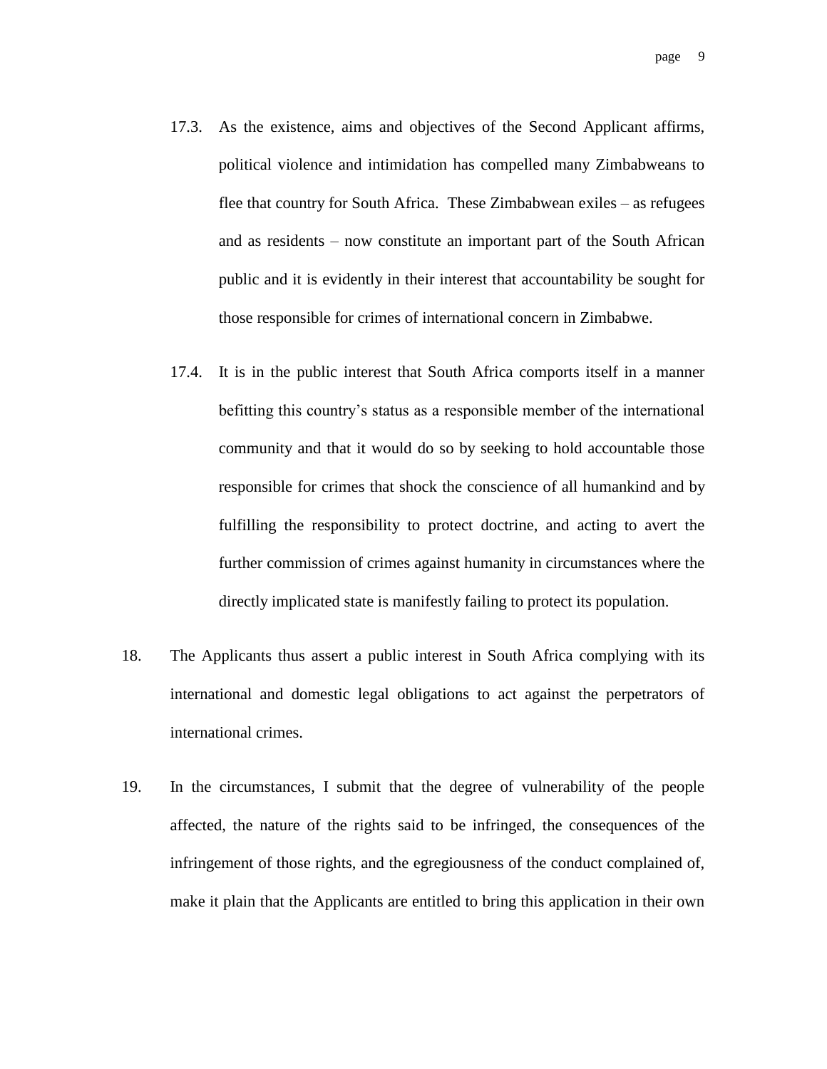17.3. As the existence, aims and objectives of the Second Applicant affirms, political violence and intimidation has compelled many Zimbabweans to flee that country for South Africa. These Zimbabwean exiles – as refugees and as residents – now constitute an important part of the South African public and it is evidently in their interest that accountability be sought for those responsible for crimes of international concern in Zimbabwe.

17.4. It is in the public interest that South Africa comports itself in a manner befitting this country's status as a responsible member of the international community and that it would do so by seeking to hold accountable those responsible for crimes that shock the conscience of all humankind and by fulfilling the responsibility to protect doctrine, and acting to avert the further commission of crimes against humanity in circumstances where the directly implicated state is manifestly failing to protect its population.

18. The Applicants thus assert a public interest in South Africa complying with its international and domestic legal obligations to act against the perpetrators of international crimes.

19. In the circumstances, I submit that the degree of vulnerability of the people affected, the nature of the rights said to be infringed, the consequences of the infringement of those rights, and the egregiousness of the conduct complained of, make it plain that the Applicants are entitled to bring this application in their own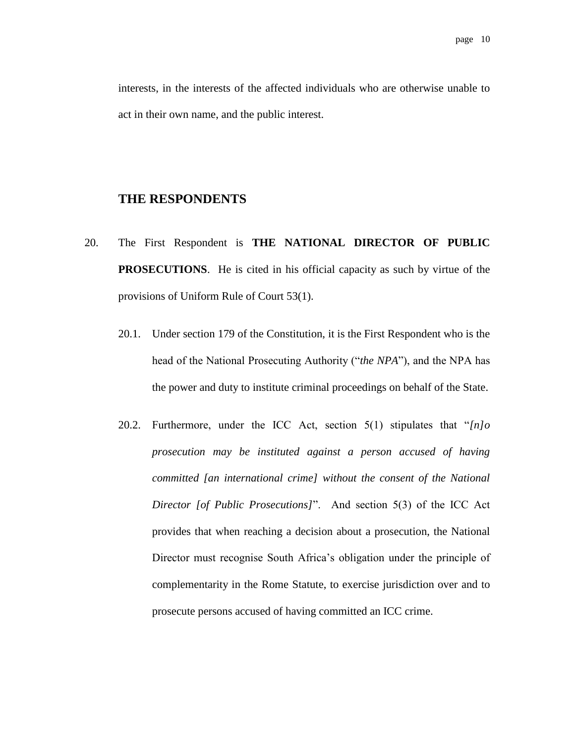interests, in the interests of the affected individuals who are otherwise unable to act in their own name, and the public interest.

## THE RESPONDENTS

20. The First Respondent is **THE NATIONAL DIRECTOR OF PUBLIC PROSECUTIONS**. He is cited in his official capacity as such by virtue of the provisions of Uniform Rule of Court 53(1).

    20.1. Under section 179 of the Constitution, it is the First Respondent who is the head of the National Prosecuting Authority ("*the NPA*"), and the NPA has the power and duty to institute criminal proceedings on behalf of the State.

    20.2. Furthermore, under the ICC Act, section 5(1) stipulates that "*[n]o prosecution may be instituted against a person accused of having committed [an international crime] without the consent of the National Director [of Public Prosecutions]*". And section 5(3) of the ICC Act provides that when reaching a decision about a prosecution, the National Director must recognise South Africa's obligation under the principle of complementarity in the Rome Statute, to exercise jurisdiction over and to prosecute persons accused of having committed an ICC crime.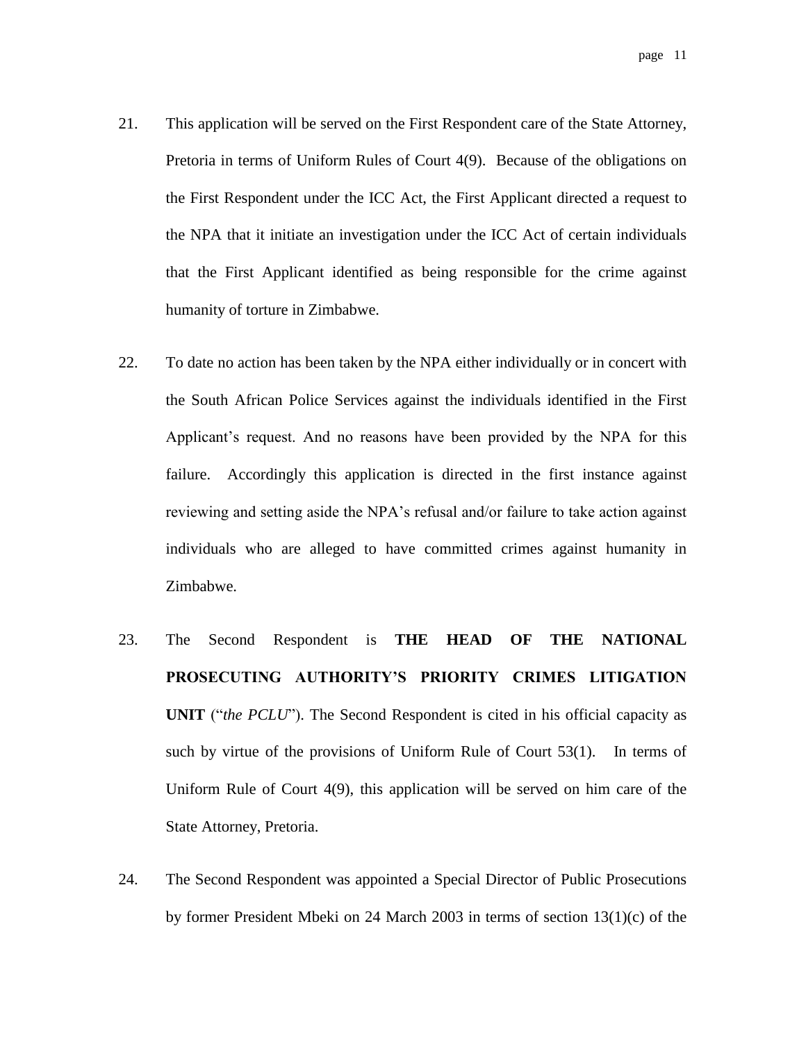21. This application will be served on the First Respondent care of the State Attorney, Pretoria in terms of Uniform Rules of Court 4(9). Because of the obligations on the First Respondent under the ICC Act, the First Applicant directed a request to the NPA that it initiate an investigation under the ICC Act of certain individuals that the First Applicant identified as being responsible for the crime against humanity of torture in Zimbabwe.

22. To date no action has been taken by the NPA either individually or in concert with the South African Police Services against the individuals identified in the First Applicant's request. And no reasons have been provided by the NPA for this failure. Accordingly this application is directed in the first instance against reviewing and setting aside the NPA's refusal and/or failure to take action against individuals who are alleged to have committed crimes against humanity in Zimbabwe.

23. The Second Respondent is **THE HEAD OF THE NATIONAL PROSECUTING AUTHORITY'S PRIORITY CRIMES LITIGATION UNIT** ("*the PCLU*"). The Second Respondent is cited in his official capacity as such by virtue of the provisions of Uniform Rule of Court 53(1). In terms of Uniform Rule of Court 4(9), this application will be served on him care of the State Attorney, Pretoria.

24. The Second Respondent was appointed a Special Director of Public Prosecutions by former President Mbeki on 24 March 2003 in terms of section 13(1)(c) of the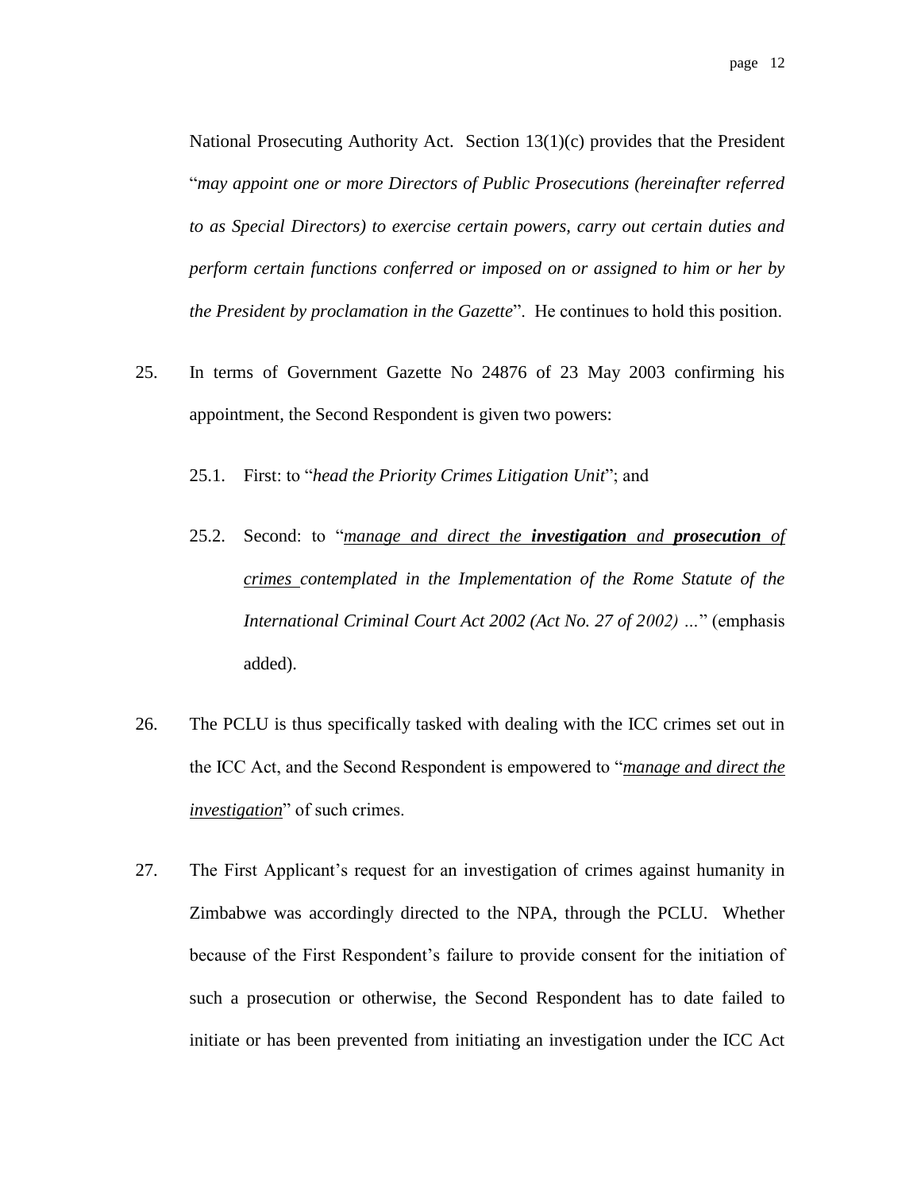National Prosecuting Authority Act. Section 13(1)(c) provides that the President "*may appoint one or more Directors of Public Prosecutions (hereinafter referred to as Special Directors) to exercise certain powers, carry out certain duties and perform certain functions conferred or imposed on or assigned to him or her by the President by proclamation in the Gazette*". He continues to hold this position.

25. In terms of Government Gazette No 24876 of 23 May 2003 confirming his appointment, the Second Respondent is given two powers:

    25.1. First: to "*head the Priority Crimes Litigation Unit*"; and

    25.2. Second: to "*<u>manage and direct the **investigation** and **prosecution** of crimes </u>contemplated in the Implementation of the Rome Statute of the International Criminal Court Act 2002 (Act No. 27 of 2002) …*" (emphasis added).

26. The PCLU is thus specifically tasked with dealing with the ICC crimes set out in the ICC Act, and the Second Respondent is empowered to "*<u>manage and direct the investigation</u>*" of such crimes.

27. The First Applicant's request for an investigation of crimes against humanity in Zimbabwe was accordingly directed to the NPA, through the PCLU. Whether because of the First Respondent's failure to provide consent for the initiation of such a prosecution or otherwise, the Second Respondent has to date failed to initiate or has been prevented from initiating an investigation under the ICC Act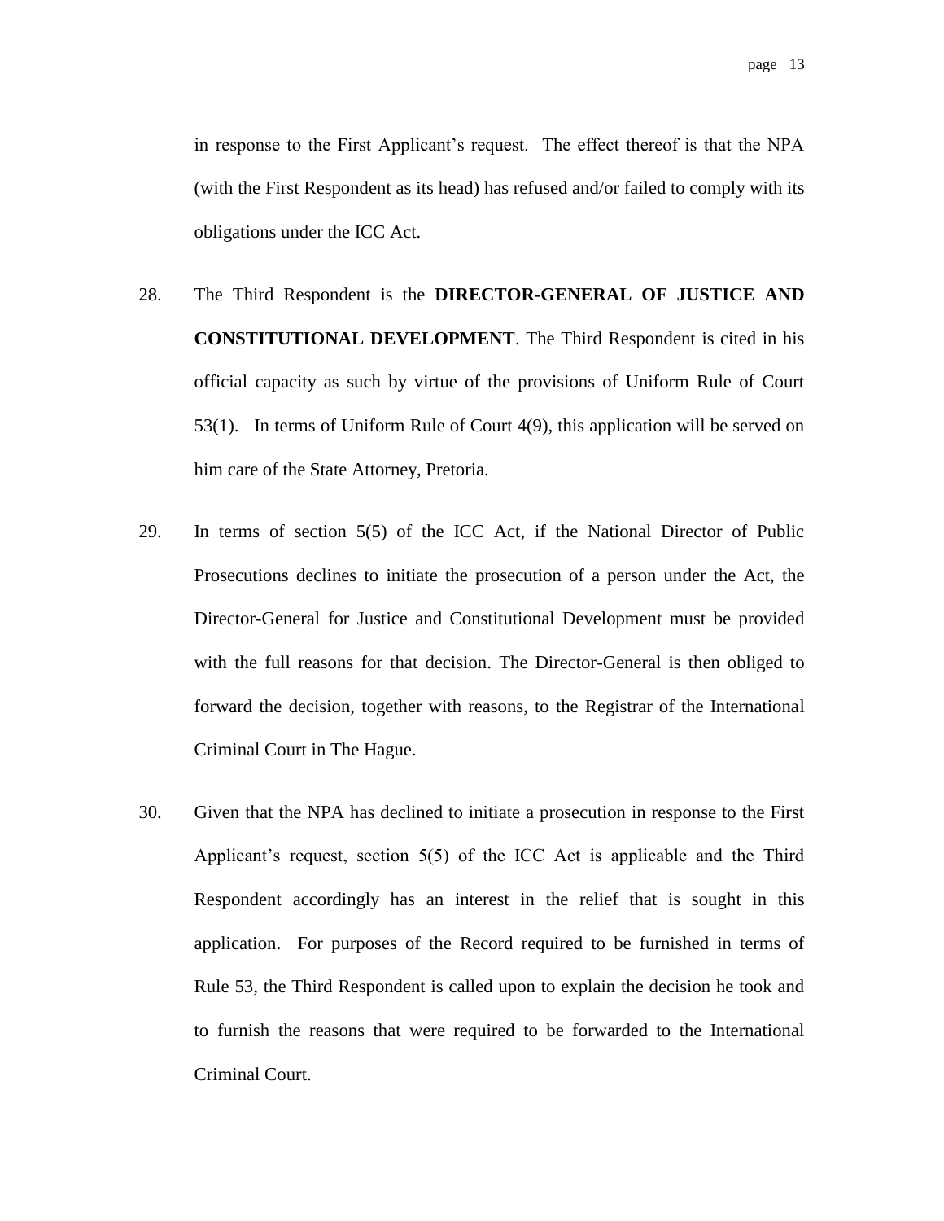in response to the First Applicant's request. The effect thereof is that the NPA (with the First Respondent as its head) has refused and/or failed to comply with its obligations under the ICC Act.

28. The Third Respondent is the **DIRECTOR-GENERAL OF JUSTICE AND CONSTITUTIONAL DEVELOPMENT**. The Third Respondent is cited in his official capacity as such by virtue of the provisions of Uniform Rule of Court 53(1). In terms of Uniform Rule of Court 4(9), this application will be served on him care of the State Attorney, Pretoria.

29. In terms of section 5(5) of the ICC Act, if the National Director of Public Prosecutions declines to initiate the prosecution of a person under the Act, the Director-General for Justice and Constitutional Development must be provided with the full reasons for that decision. The Director-General is then obliged to forward the decision, together with reasons, to the Registrar of the International Criminal Court in The Hague.

30. Given that the NPA has declined to initiate a prosecution in response to the First Applicant's request, section 5(5) of the ICC Act is applicable and the Third Respondent accordingly has an interest in the relief that is sought in this application. For purposes of the Record required to be furnished in terms of Rule 53, the Third Respondent is called upon to explain the decision he took and to furnish the reasons that were required to be forwarded to the International Criminal Court.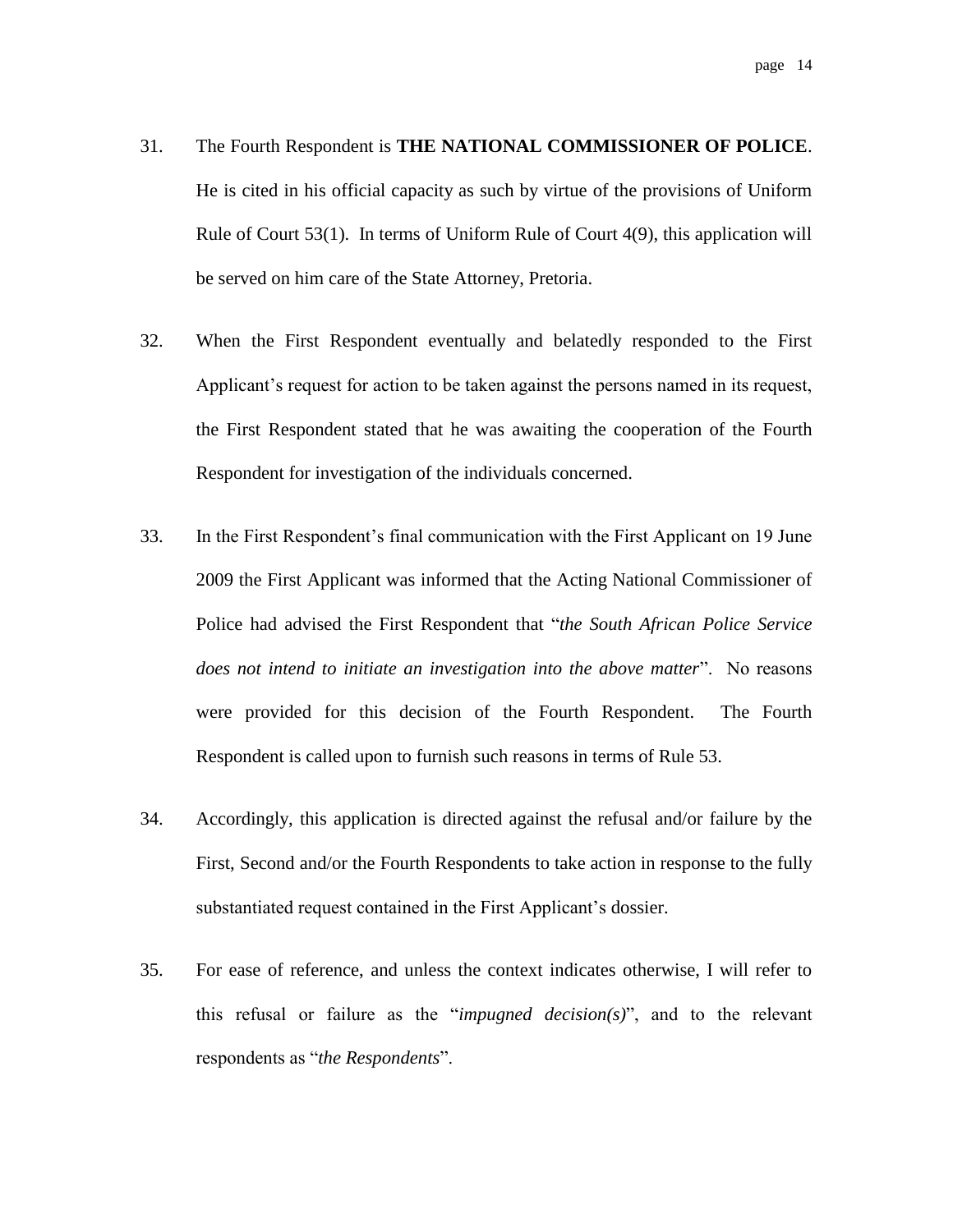31. The Fourth Respondent is **THE NATIONAL COMMISSIONER OF POLICE**. He is cited in his official capacity as such by virtue of the provisions of Uniform Rule of Court 53(1). In terms of Uniform Rule of Court 4(9), this application will be served on him care of the State Attorney, Pretoria.

32. When the First Respondent eventually and belatedly responded to the First Applicant's request for action to be taken against the persons named in its request, the First Respondent stated that he was awaiting the cooperation of the Fourth Respondent for investigation of the individuals concerned.

33. In the First Respondent's final communication with the First Applicant on 19 June 2009 the First Applicant was informed that the Acting National Commissioner of Police had advised the First Respondent that "*the South African Police Service does not intend to initiate an investigation into the above matter*". No reasons were provided for this decision of the Fourth Respondent. The Fourth Respondent is called upon to furnish such reasons in terms of Rule 53.

34. Accordingly, this application is directed against the refusal and/or failure by the First, Second and/or the Fourth Respondents to take action in response to the fully substantiated request contained in the First Applicant's dossier.

35. For ease of reference, and unless the context indicates otherwise, I will refer to this refusal or failure as the "*impugned decision(s)*", and to the relevant respondents as "*the Respondents*".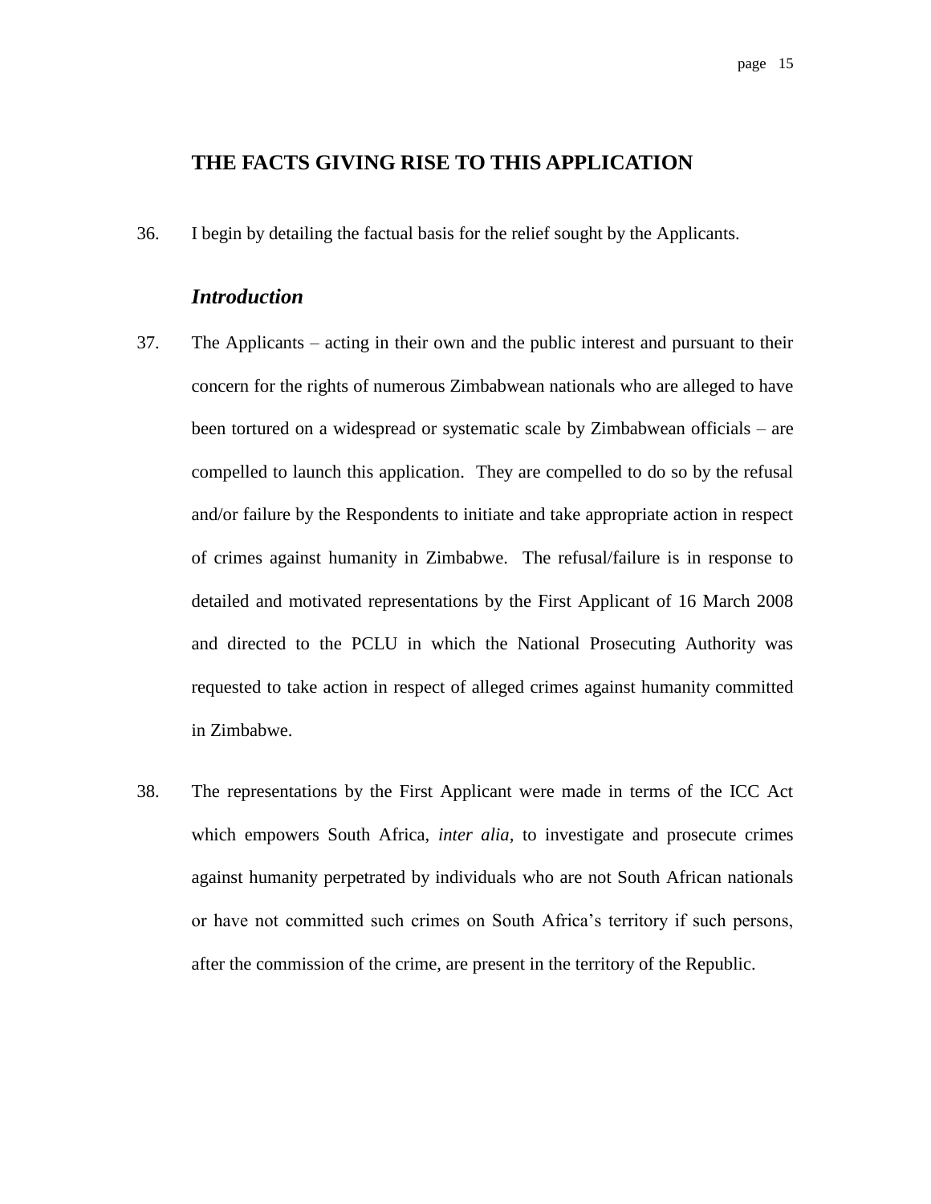## THE FACTS GIVING RISE TO THIS APPLICATION

36. I begin by detailing the factual basis for the relief sought by the Applicants.

### *Introduction*

37. The Applicants – acting in their own and the public interest and pursuant to their concern for the rights of numerous Zimbabwean nationals who are alleged to have been tortured on a widespread or systematic scale by Zimbabwean officials – are compelled to launch this application. They are compelled to do so by the refusal and/or failure by the Respondents to initiate and take appropriate action in respect of crimes against humanity in Zimbabwe. The refusal/failure is in response to detailed and motivated representations by the First Applicant of 16 March 2008 and directed to the PCLU in which the National Prosecuting Authority was requested to take action in respect of alleged crimes against humanity committed in Zimbabwe.

38. The representations by the First Applicant were made in terms of the ICC Act which empowers South Africa, *inter alia,* to investigate and prosecute crimes against humanity perpetrated by individuals who are not South African nationals or have not committed such crimes on South Africa's territory if such persons, after the commission of the crime, are present in the territory of the Republic.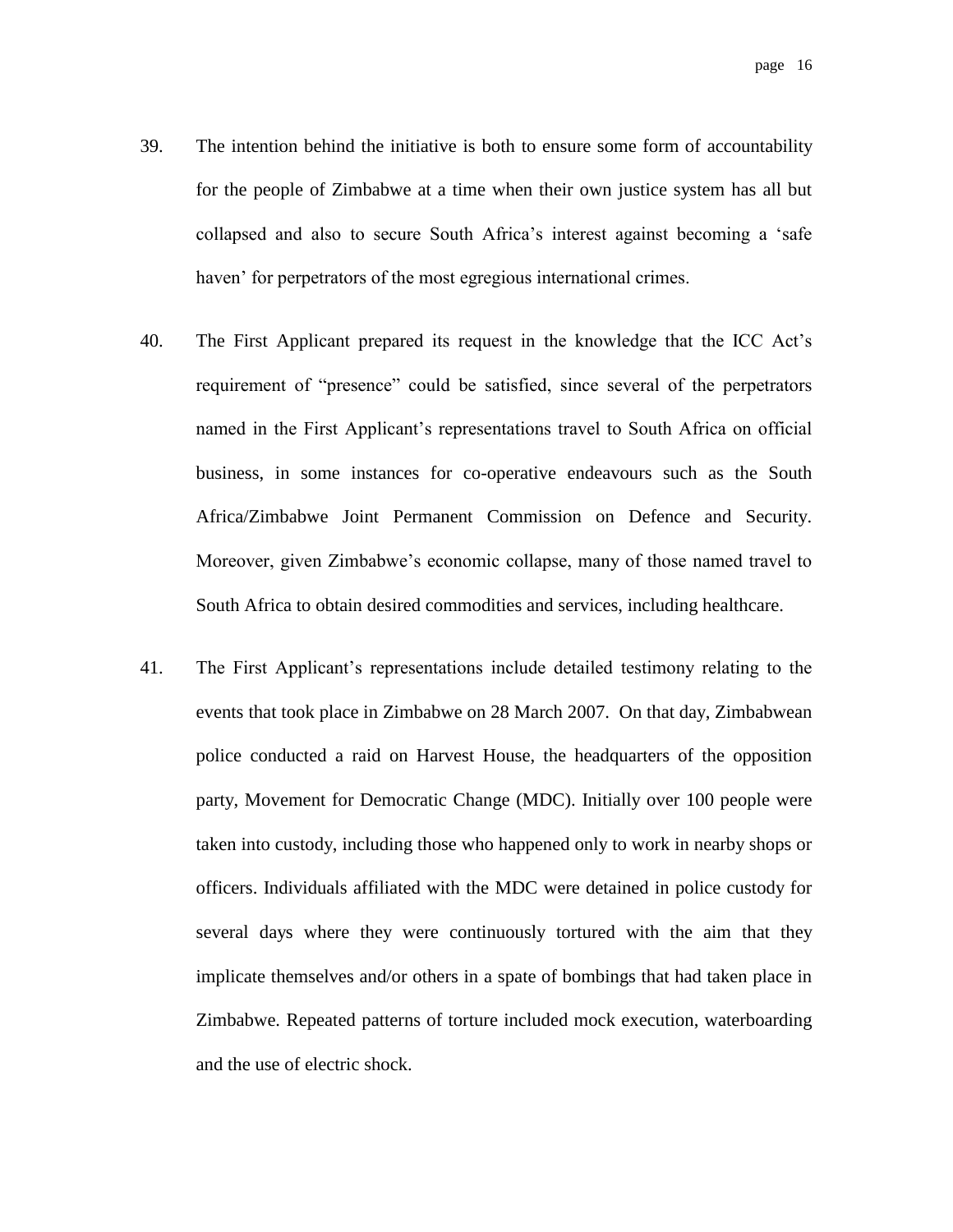39. The intention behind the initiative is both to ensure some form of accountability for the people of Zimbabwe at a time when their own justice system has all but collapsed and also to secure South Africa's interest against becoming a 'safe haven' for perpetrators of the most egregious international crimes.

40. The First Applicant prepared its request in the knowledge that the ICC Act's requirement of "presence" could be satisfied, since several of the perpetrators named in the First Applicant's representations travel to South Africa on official business, in some instances for co-operative endeavours such as the South Africa/Zimbabwe Joint Permanent Commission on Defence and Security. Moreover, given Zimbabwe's economic collapse, many of those named travel to South Africa to obtain desired commodities and services, including healthcare.

41. The First Applicant's representations include detailed testimony relating to the events that took place in Zimbabwe on 28 March 2007. On that day, Zimbabwean police conducted a raid on Harvest House, the headquarters of the opposition party, Movement for Democratic Change (MDC). Initially over 100 people were taken into custody, including those who happened only to work in nearby shops or officers. Individuals affiliated with the MDC were detained in police custody for several days where they were continuously tortured with the aim that they implicate themselves and/or others in a spate of bombings that had taken place in Zimbabwe. Repeated patterns of torture included mock execution, waterboarding and the use of electric shock.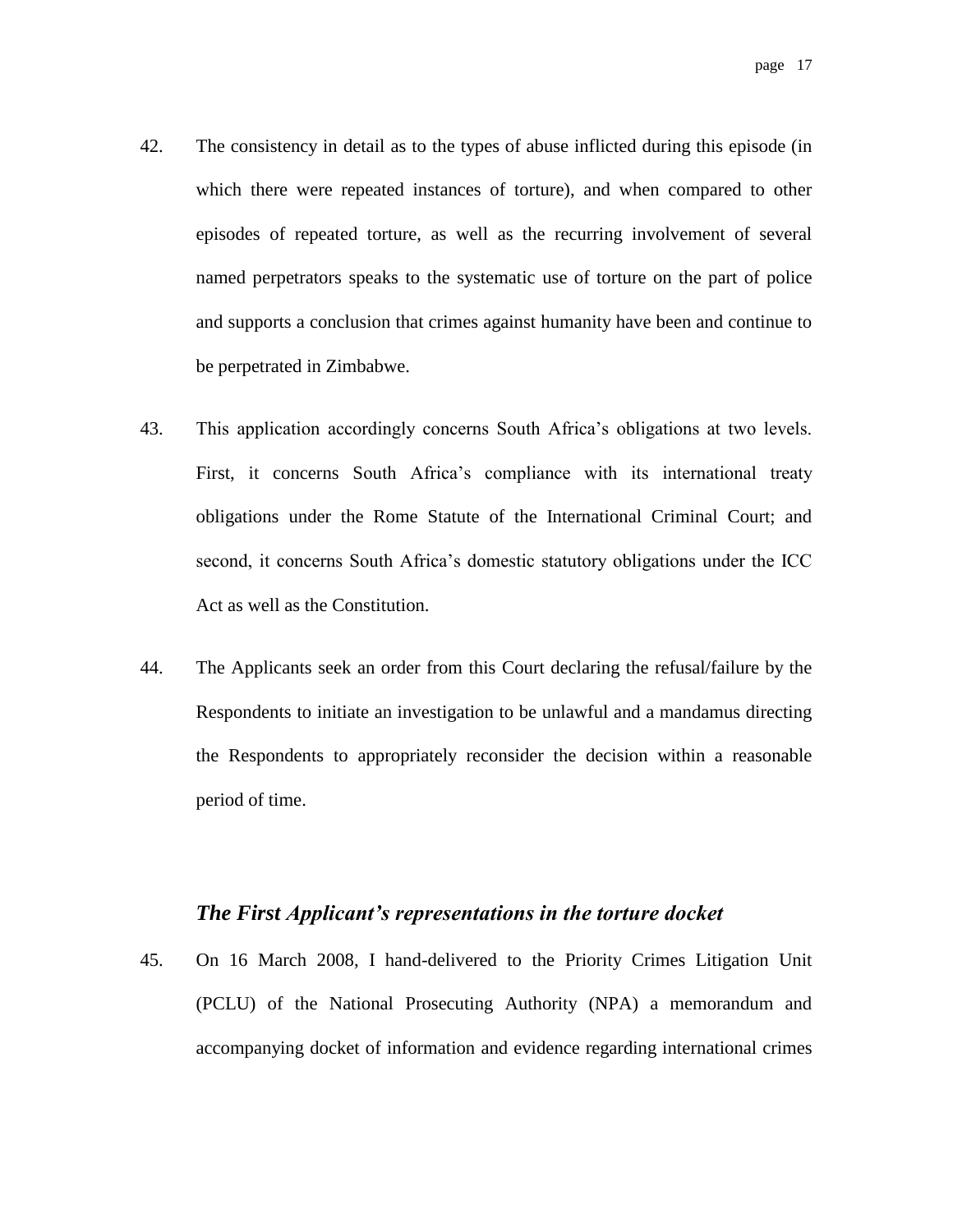42. The consistency in detail as to the types of abuse inflicted during this episode (in which there were repeated instances of torture), and when compared to other episodes of repeated torture, as well as the recurring involvement of several named perpetrators speaks to the systematic use of torture on the part of police and supports a conclusion that crimes against humanity have been and continue to be perpetrated in Zimbabwe.

43. This application accordingly concerns South Africa's obligations at two levels. First, it concerns South Africa's compliance with its international treaty obligations under the Rome Statute of the International Criminal Court; and second, it concerns South Africa's domestic statutory obligations under the ICC Act as well as the Constitution.

44. The Applicants seek an order from this Court declaring the refusal/failure by the Respondents to initiate an investigation to be unlawful and a mandamus directing the Respondents to appropriately reconsider the decision within a reasonable period of time.

### *The First Applicant's representations in the torture docket*

45. On 16 March 2008, I hand-delivered to the Priority Crimes Litigation Unit (PCLU) of the National Prosecuting Authority (NPA) a memorandum and accompanying docket of information and evidence regarding international crimes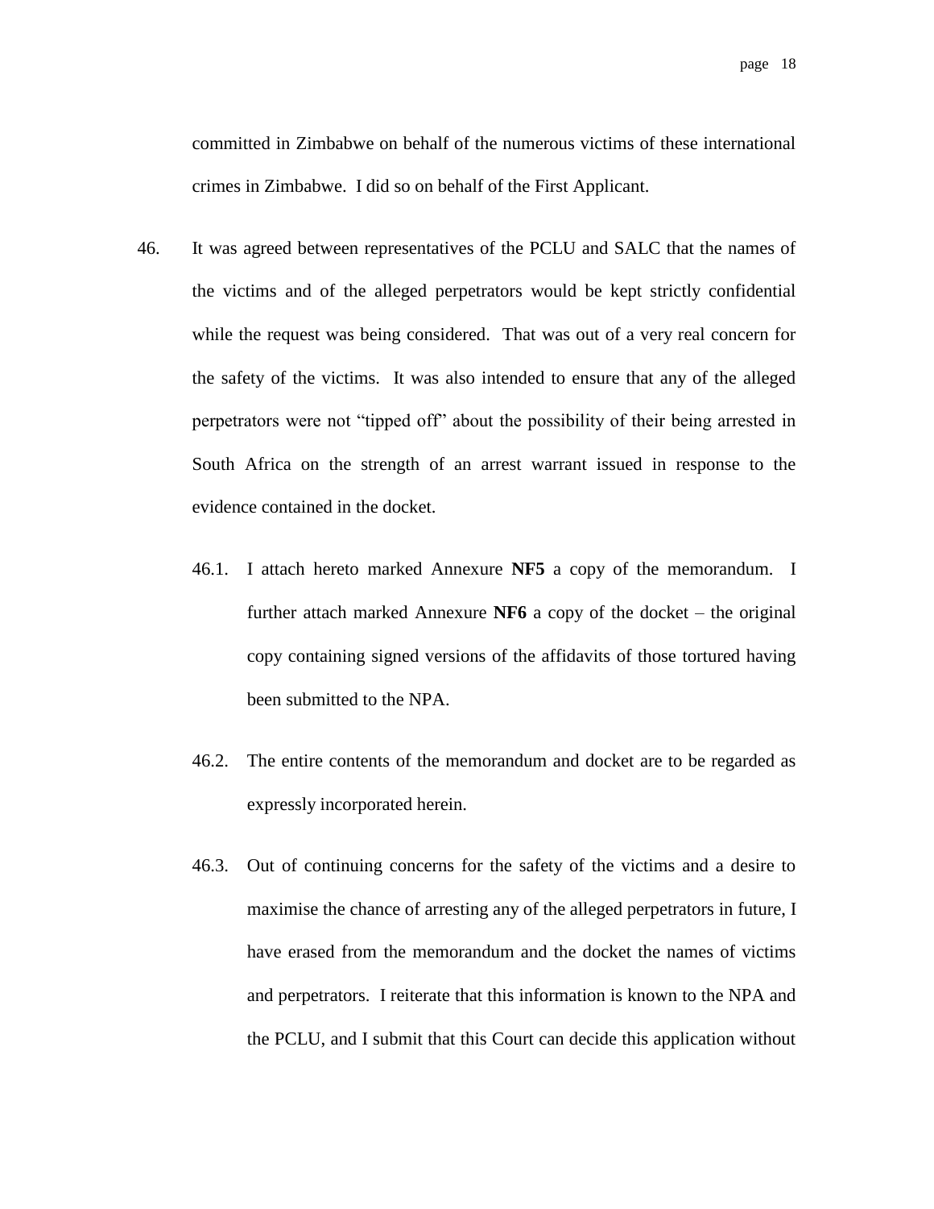committed in Zimbabwe on behalf of the numerous victims of these international crimes in Zimbabwe. I did so on behalf of the First Applicant.

46. It was agreed between representatives of the PCLU and SALC that the names of the victims and of the alleged perpetrators would be kept strictly confidential while the request was being considered. That was out of a very real concern for the safety of the victims. It was also intended to ensure that any of the alleged perpetrators were not "tipped off" about the possibility of their being arrested in South Africa on the strength of an arrest warrant issued in response to the evidence contained in the docket.

    46.1. I attach hereto marked Annexure **NF5** a copy of the memorandum. I further attach marked Annexure **NF6** a copy of the docket – the original copy containing signed versions of the affidavits of those tortured having been submitted to the NPA.

    46.2. The entire contents of the memorandum and docket are to be regarded as expressly incorporated herein.

    46.3. Out of continuing concerns for the safety of the victims and a desire to maximise the chance of arresting any of the alleged perpetrators in future, I have erased from the memorandum and the docket the names of victims and perpetrators. I reiterate that this information is known to the NPA and the PCLU, and I submit that this Court can decide this application without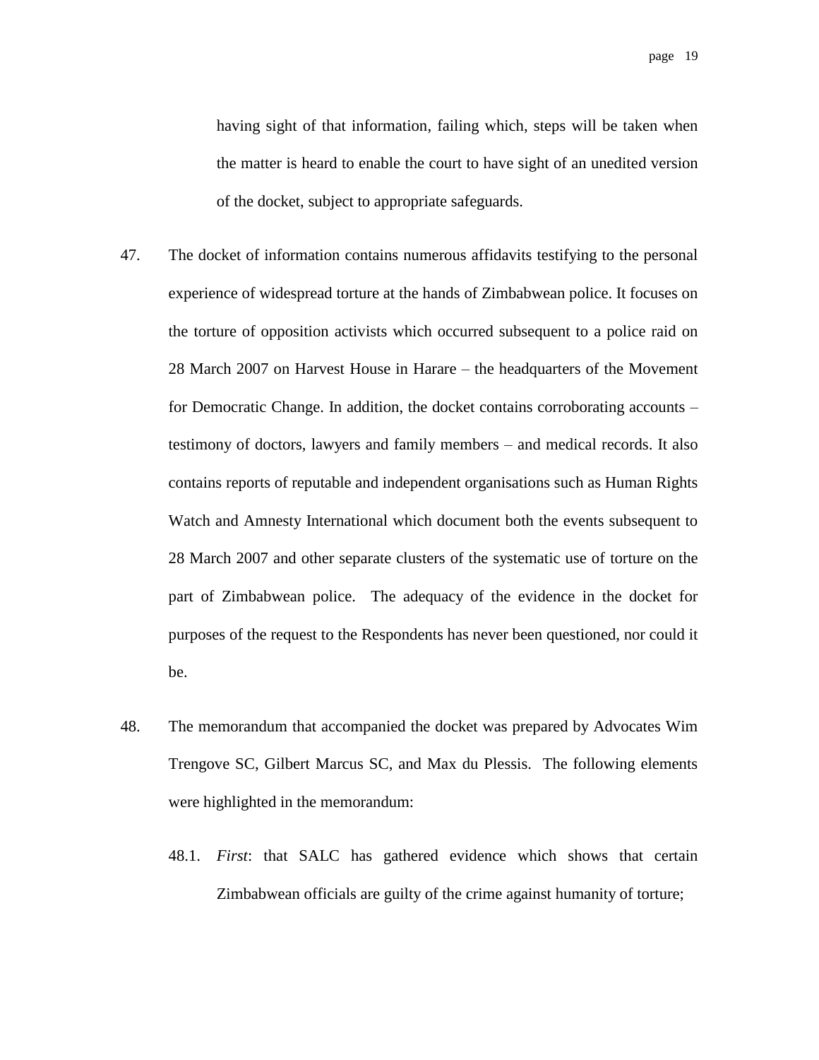having sight of that information, failing which, steps will be taken when the matter is heard to enable the court to have sight of an unedited version of the docket, subject to appropriate safeguards.

47. The docket of information contains numerous affidavits testifying to the personal experience of widespread torture at the hands of Zimbabwean police. It focuses on the torture of opposition activists which occurred subsequent to a police raid on 28 March 2007 on Harvest House in Harare – the headquarters of the Movement for Democratic Change. In addition, the docket contains corroborating accounts – testimony of doctors, lawyers and family members – and medical records. It also contains reports of reputable and independent organisations such as Human Rights Watch and Amnesty International which document both the events subsequent to 28 March 2007 and other separate clusters of the systematic use of torture on the part of Zimbabwean police. The adequacy of the evidence in the docket for purposes of the request to the Respondents has never been questioned, nor could it be.

48. The memorandum that accompanied the docket was prepared by Advocates Wim Trengove SC, Gilbert Marcus SC, and Max du Plessis. The following elements were highlighted in the memorandum:

    48.1. *First*: that SALC has gathered evidence which shows that certain Zimbabwean officials are guilty of the crime against humanity of torture;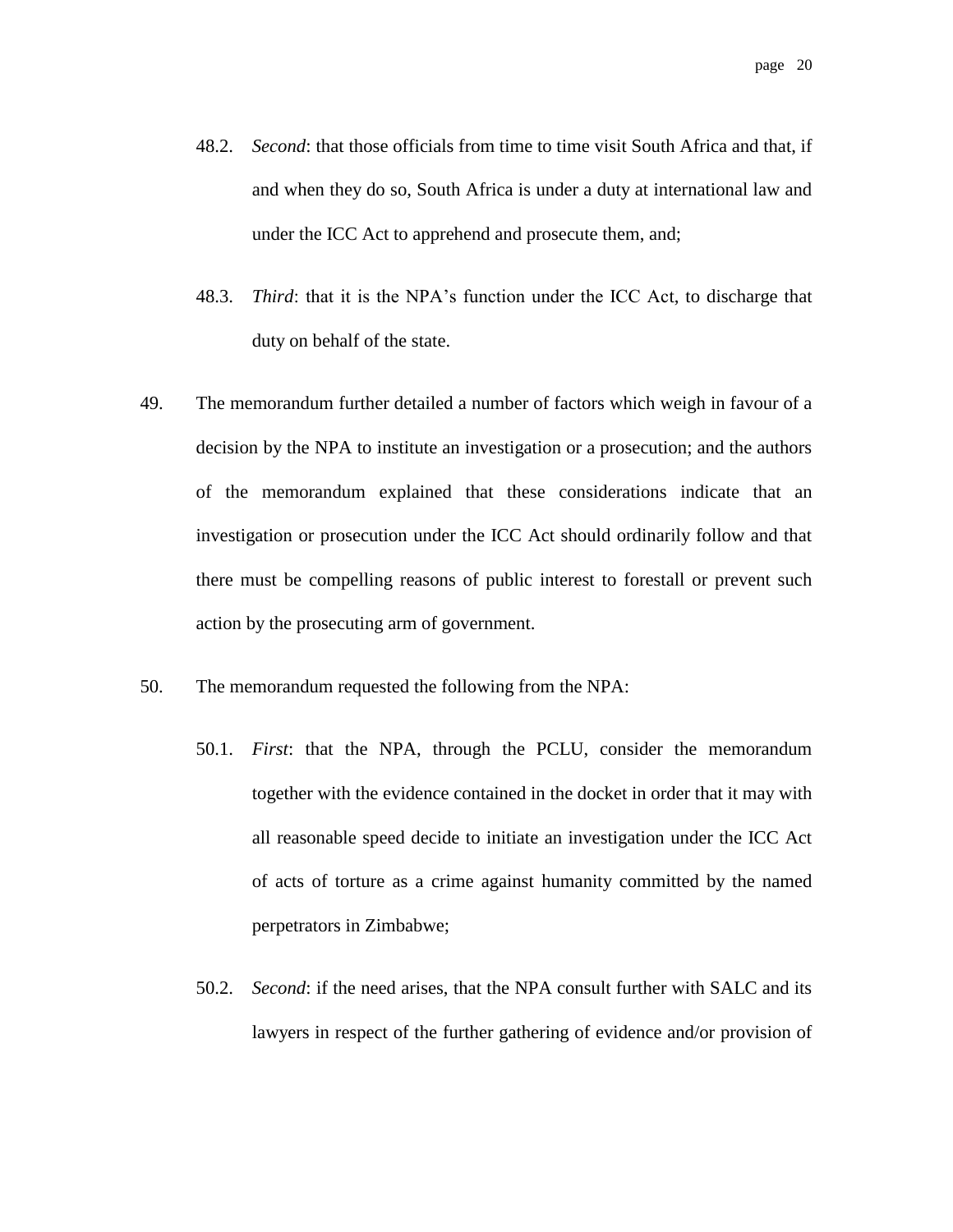48.2. *Second*: that those officials from time to time visit South Africa and that, if and when they do so, South Africa is under a duty at international law and under the ICC Act to apprehend and prosecute them, and;

48.3. *Third*: that it is the NPA's function under the ICC Act, to discharge that duty on behalf of the state.

49. The memorandum further detailed a number of factors which weigh in favour of a decision by the NPA to institute an investigation or a prosecution; and the authors of the memorandum explained that these considerations indicate that an investigation or prosecution under the ICC Act should ordinarily follow and that there must be compelling reasons of public interest to forestall or prevent such action by the prosecuting arm of government.

50. The memorandum requested the following from the NPA:

50.1. *First*: that the NPA, through the PCLU, consider the memorandum together with the evidence contained in the docket in order that it may with all reasonable speed decide to initiate an investigation under the ICC Act of acts of torture as a crime against humanity committed by the named perpetrators in Zimbabwe;

50.2. *Second*: if the need arises, that the NPA consult further with SALC and its lawyers in respect of the further gathering of evidence and/or provision of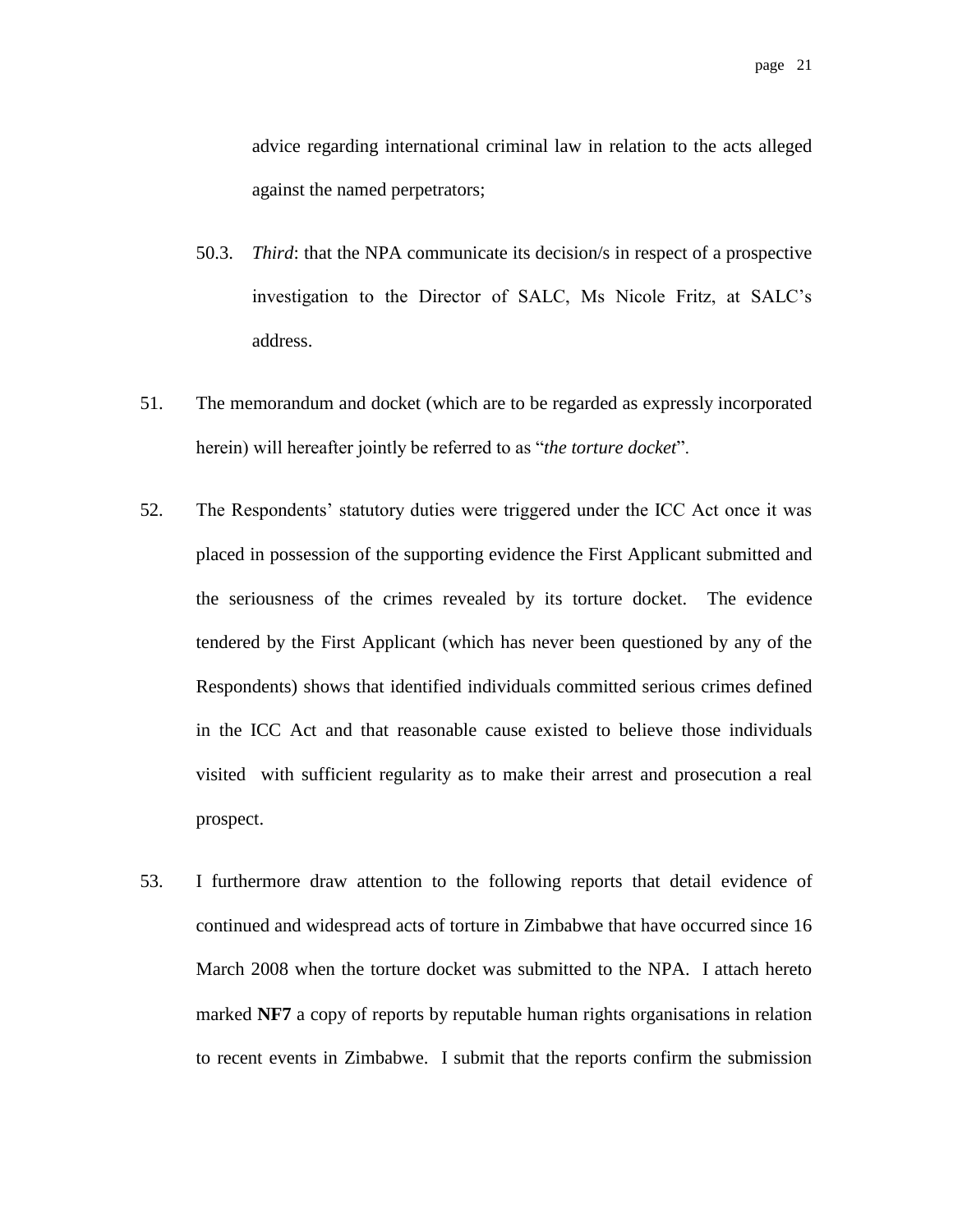advice regarding international criminal law in relation to the acts alleged against the named perpetrators;

50.3. *Third*: that the NPA communicate its decision/s in respect of a prospective investigation to the Director of SALC, Ms Nicole Fritz, at SALC's address.

51. The memorandum and docket (which are to be regarded as expressly incorporated herein) will hereafter jointly be referred to as "*the torture docket*".

52. The Respondents' statutory duties were triggered under the ICC Act once it was placed in possession of the supporting evidence the First Applicant submitted and the seriousness of the crimes revealed by its torture docket. The evidence tendered by the First Applicant (which has never been questioned by any of the Respondents) shows that identified individuals committed serious crimes defined in the ICC Act and that reasonable cause existed to believe those individuals visited with sufficient regularity as to make their arrest and prosecution a real prospect.

53. I furthermore draw attention to the following reports that detail evidence of continued and widespread acts of torture in Zimbabwe that have occurred since 16 March 2008 when the torture docket was submitted to the NPA. I attach hereto marked **NF7** a copy of reports by reputable human rights organisations in relation to recent events in Zimbabwe. I submit that the reports confirm the submission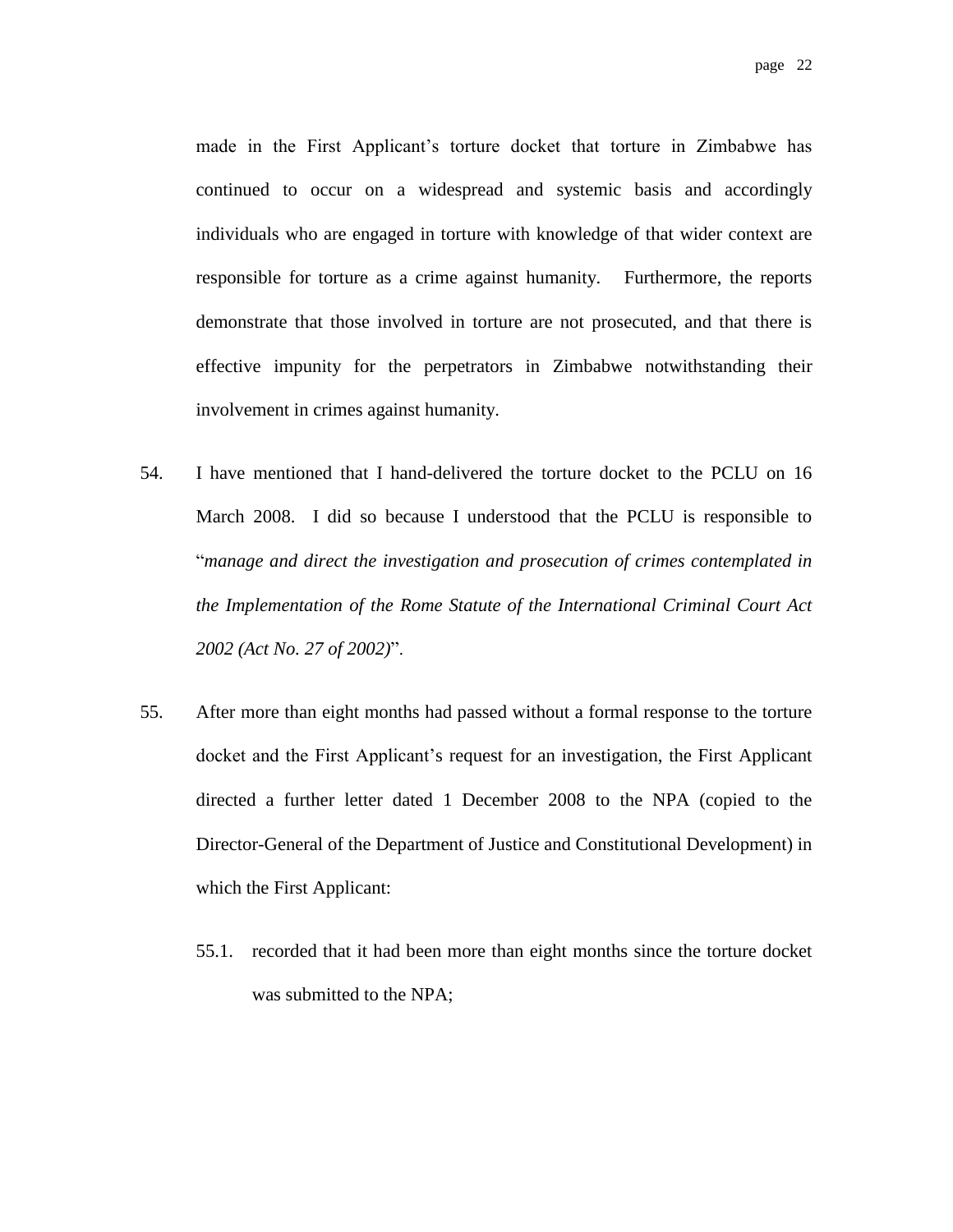made in the First Applicant's torture docket that torture in Zimbabwe has continued to occur on a widespread and systemic basis and accordingly individuals who are engaged in torture with knowledge of that wider context are responsible for torture as a crime against humanity. Furthermore, the reports demonstrate that those involved in torture are not prosecuted, and that there is effective impunity for the perpetrators in Zimbabwe notwithstanding their involvement in crimes against humanity.

54. I have mentioned that I hand-delivered the torture docket to the PCLU on 16 March 2008. I did so because I understood that the PCLU is responsible to "*manage and direct the investigation and prosecution of crimes contemplated in the Implementation of the Rome Statute of the International Criminal Court Act 2002 (Act No. 27 of 2002)*".

55. After more than eight months had passed without a formal response to the torture docket and the First Applicant's request for an investigation, the First Applicant directed a further letter dated 1 December 2008 to the NPA (copied to the Director-General of the Department of Justice and Constitutional Development) in which the First Applicant:

    55.1. recorded that it had been more than eight months since the torture docket was submitted to the NPA;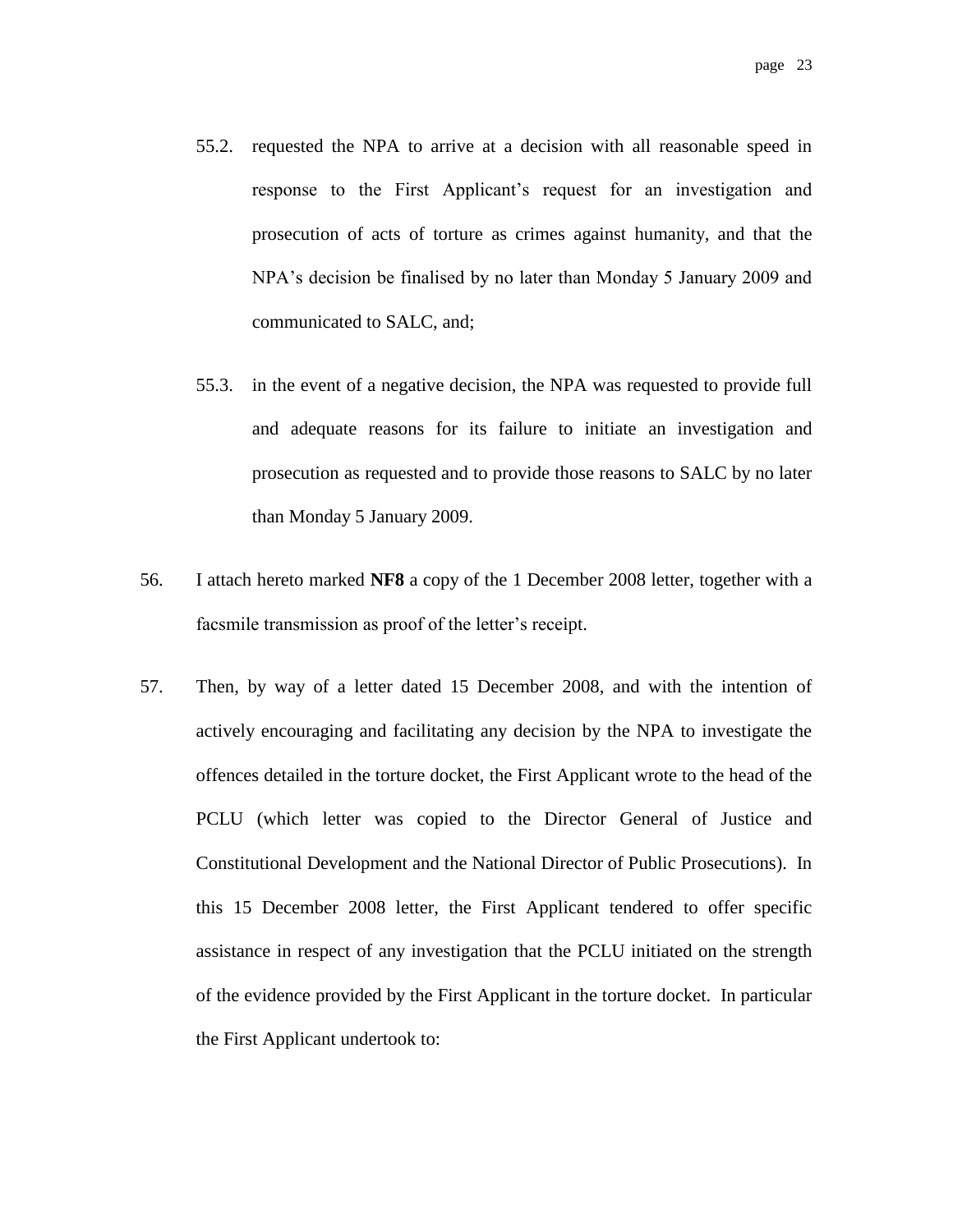55.2. requested the NPA to arrive at a decision with all reasonable speed in response to the First Applicant's request for an investigation and prosecution of acts of torture as crimes against humanity, and that the NPA's decision be finalised by no later than Monday 5 January 2009 and communicated to SALC, and;

55.3. in the event of a negative decision, the NPA was requested to provide full and adequate reasons for its failure to initiate an investigation and prosecution as requested and to provide those reasons to SALC by no later than Monday 5 January 2009.

56. I attach hereto marked **NF8** a copy of the 1 December 2008 letter, together with a facsmile transmission as proof of the letter's receipt.

57. Then, by way of a letter dated 15 December 2008, and with the intention of actively encouraging and facilitating any decision by the NPA to investigate the offences detailed in the torture docket, the First Applicant wrote to the head of the PCLU (which letter was copied to the Director General of Justice and Constitutional Development and the National Director of Public Prosecutions). In this 15 December 2008 letter, the First Applicant tendered to offer specific assistance in respect of any investigation that the PCLU initiated on the strength of the evidence provided by the First Applicant in the torture docket. In particular the First Applicant undertook to: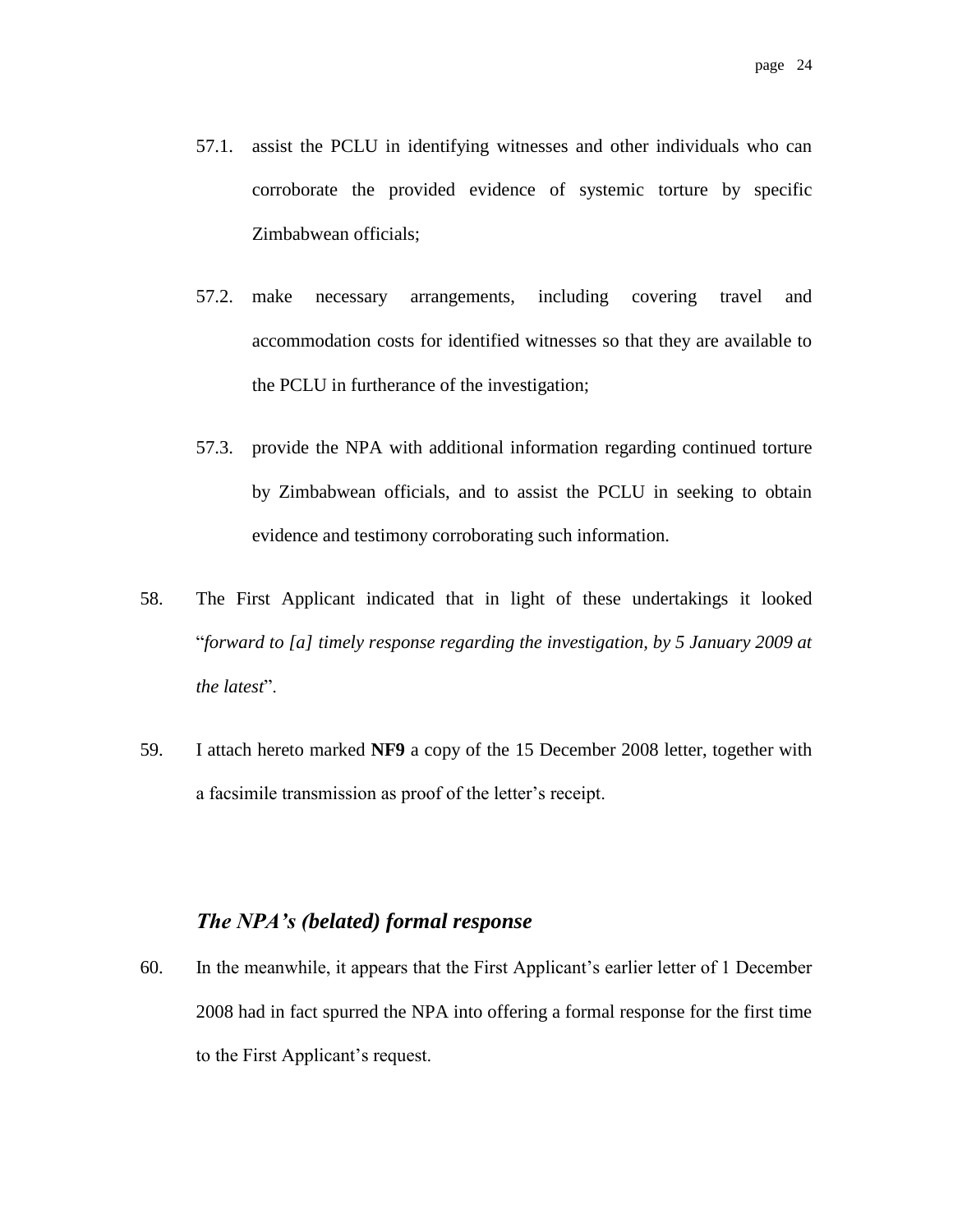57.1. assist the PCLU in identifying witnesses and other individuals who can corroborate the provided evidence of systemic torture by specific Zimbabwean officials;

57.2. make necessary arrangements, including covering travel and accommodation costs for identified witnesses so that they are available to the PCLU in furtherance of the investigation;

57.3. provide the NPA with additional information regarding continued torture by Zimbabwean officials, and to assist the PCLU in seeking to obtain evidence and testimony corroborating such information.

58. The First Applicant indicated that in light of these undertakings it looked "*forward to [a] timely response regarding the investigation, by 5 January 2009 at the latest*".

59. I attach hereto marked **NF9** a copy of the 15 December 2008 letter, together with a facsimile transmission as proof of the letter's receipt.

### *The NPA's (belated) formal response*

60. In the meanwhile, it appears that the First Applicant's earlier letter of 1 December 2008 had in fact spurred the NPA into offering a formal response for the first time to the First Applicant's request.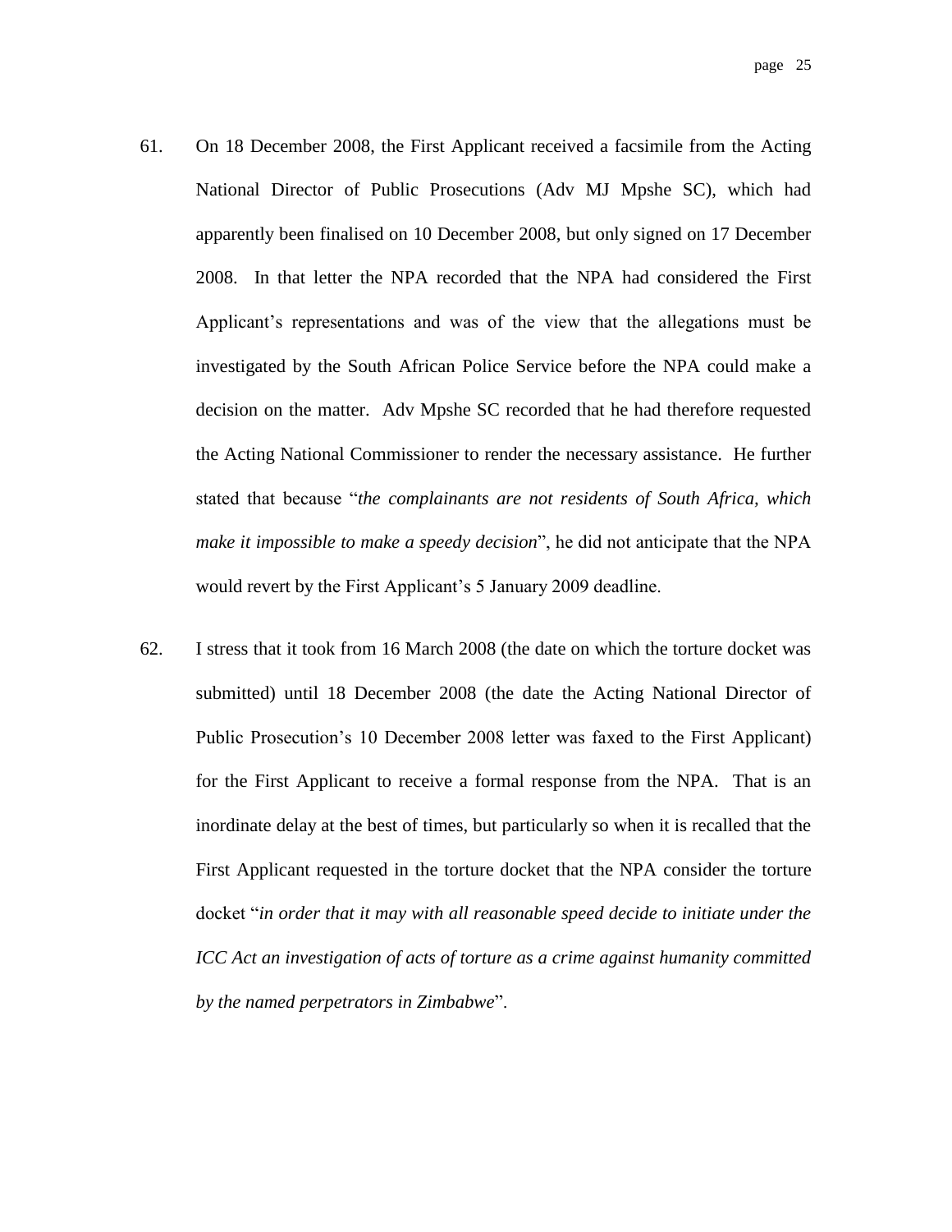61. On 18 December 2008, the First Applicant received a facsimile from the Acting National Director of Public Prosecutions (Adv MJ Mpshe SC), which had apparently been finalised on 10 December 2008, but only signed on 17 December 2008. In that letter the NPA recorded that the NPA had considered the First Applicant's representations and was of the view that the allegations must be investigated by the South African Police Service before the NPA could make a decision on the matter. Adv Mpshe SC recorded that he had therefore requested the Acting National Commissioner to render the necessary assistance. He further stated that because "*the complainants are not residents of South Africa, which make it impossible to make a speedy decision*", he did not anticipate that the NPA would revert by the First Applicant's 5 January 2009 deadline.

62. I stress that it took from 16 March 2008 (the date on which the torture docket was submitted) until 18 December 2008 (the date the Acting National Director of Public Prosecution's 10 December 2008 letter was faxed to the First Applicant) for the First Applicant to receive a formal response from the NPA. That is an inordinate delay at the best of times, but particularly so when it is recalled that the First Applicant requested in the torture docket that the NPA consider the torture docket "*in order that it may with all reasonable speed decide to initiate under the ICC Act an investigation of acts of torture as a crime against humanity committed by the named perpetrators in Zimbabwe*".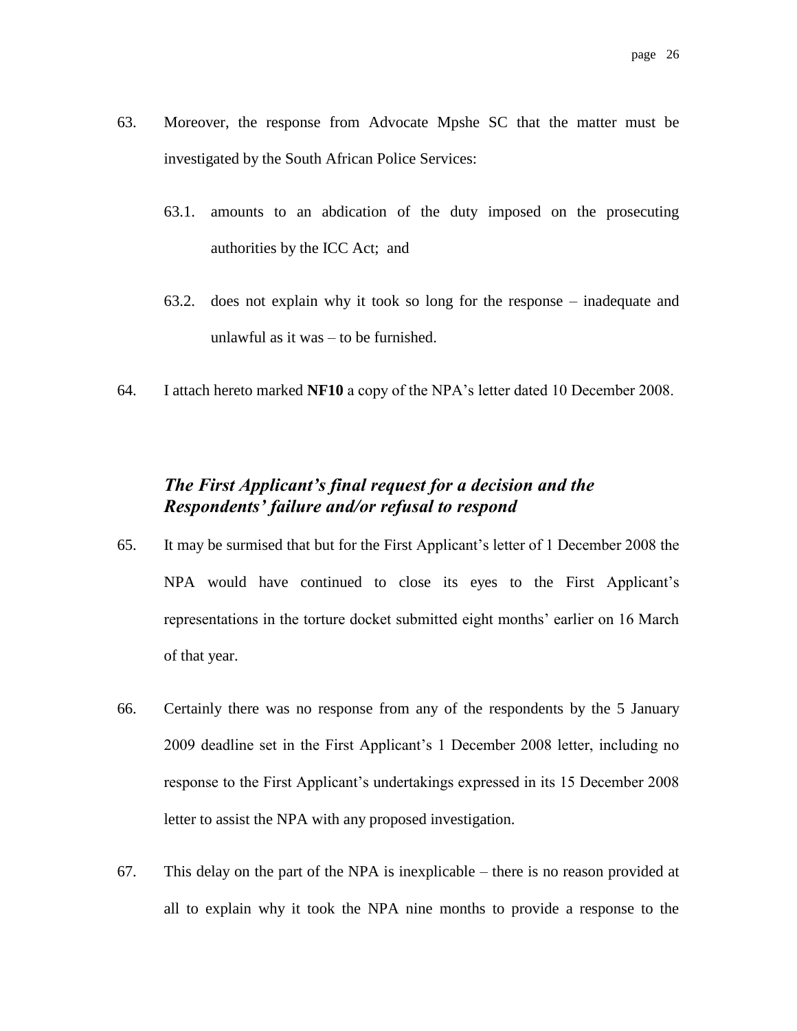63. Moreover, the response from Advocate Mpshe SC that the matter must be investigated by the South African Police Services:

    63.1. amounts to an abdication of the duty imposed on the prosecuting authorities by the ICC Act; and

    63.2. does not explain why it took so long for the response – inadequate and unlawful as it was – to be furnished.

64. I attach hereto marked **NF10** a copy of the NPA's letter dated 10 December 2008.

### *The First Applicant's final request for a decision and the Respondents' failure and/or refusal to respond*

65. It may be surmised that but for the First Applicant's letter of 1 December 2008 the NPA would have continued to close its eyes to the First Applicant's representations in the torture docket submitted eight months' earlier on 16 March of that year.

66. Certainly there was no response from any of the respondents by the 5 January 2009 deadline set in the First Applicant's 1 December 2008 letter, including no response to the First Applicant's undertakings expressed in its 15 December 2008 letter to assist the NPA with any proposed investigation.

67. This delay on the part of the NPA is inexplicable – there is no reason provided at all to explain why it took the NPA nine months to provide a response to the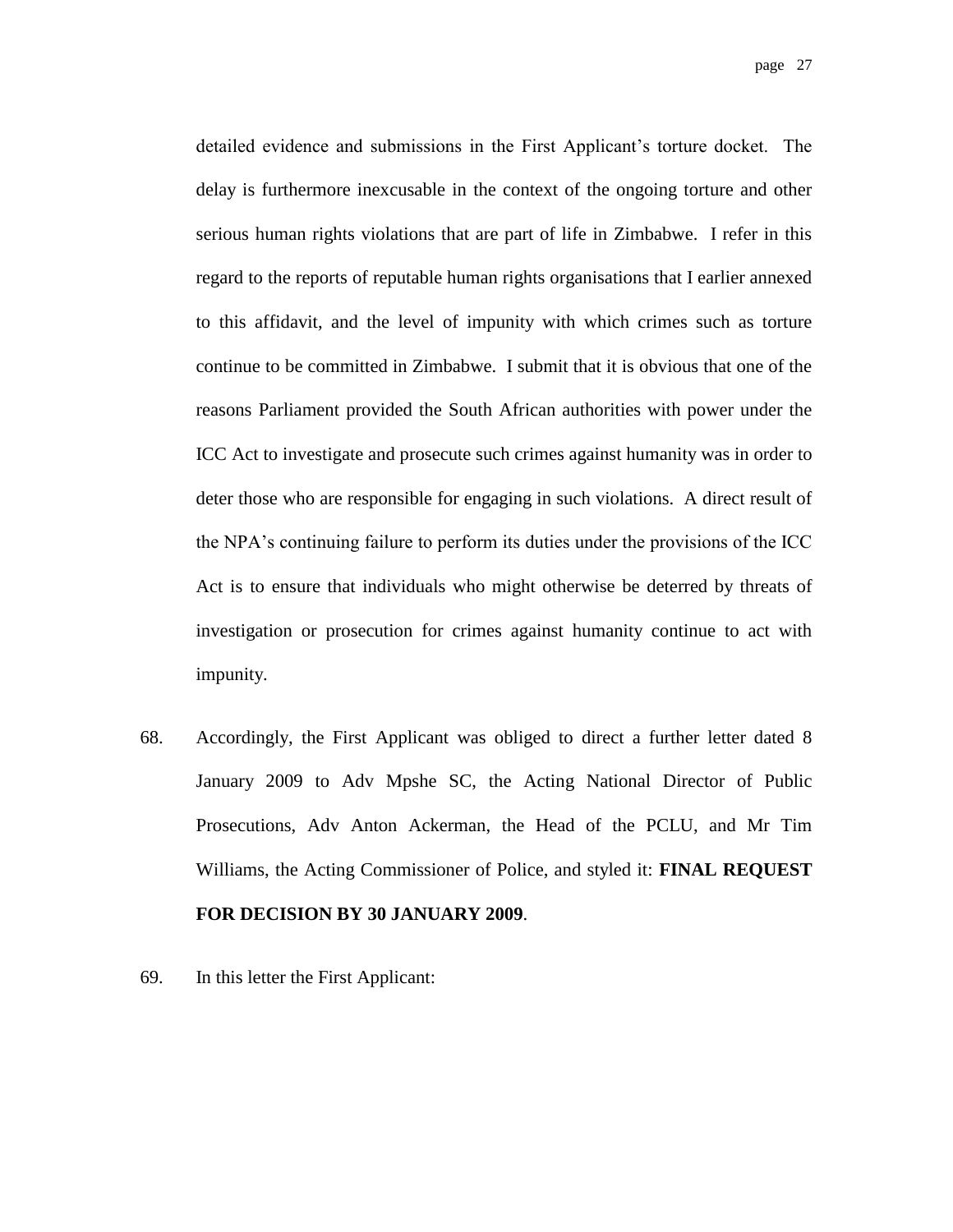detailed evidence and submissions in the First Applicant's torture docket. The delay is furthermore inexcusable in the context of the ongoing torture and other serious human rights violations that are part of life in Zimbabwe. I refer in this regard to the reports of reputable human rights organisations that I earlier annexed to this affidavit, and the level of impunity with which crimes such as torture continue to be committed in Zimbabwe. I submit that it is obvious that one of the reasons Parliament provided the South African authorities with power under the ICC Act to investigate and prosecute such crimes against humanity was in order to deter those who are responsible for engaging in such violations. A direct result of the NPA's continuing failure to perform its duties under the provisions of the ICC Act is to ensure that individuals who might otherwise be deterred by threats of investigation or prosecution for crimes against humanity continue to act with impunity.

68. Accordingly, the First Applicant was obliged to direct a further letter dated 8 January 2009 to Adv Mpshe SC, the Acting National Director of Public Prosecutions, Adv Anton Ackerman, the Head of the PCLU, and Mr Tim Williams, the Acting Commissioner of Police, and styled it: **FINAL REQUEST FOR DECISION BY 30 JANUARY 2009**.

69. In this letter the First Applicant: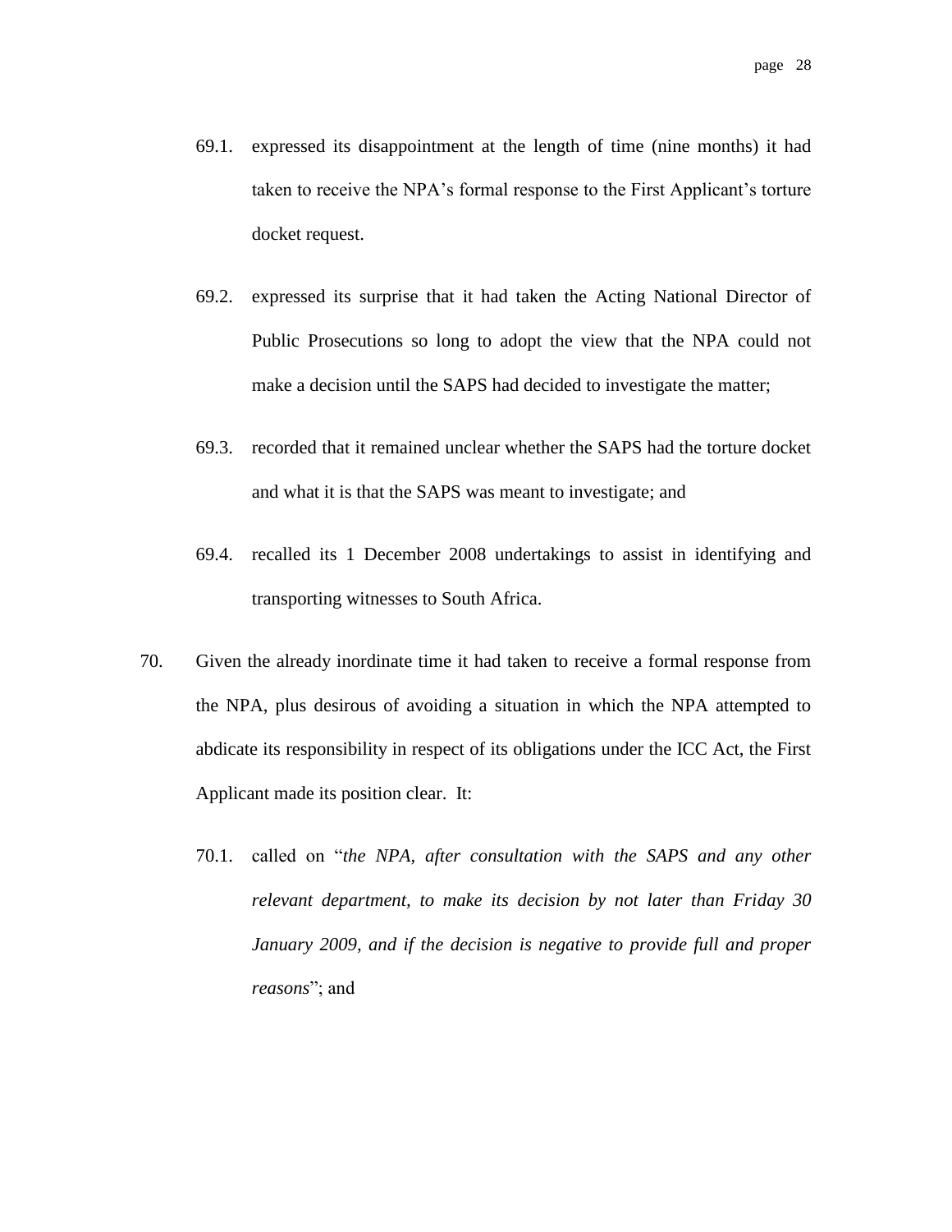69.1. expressed its disappointment at the length of time (nine months) it had taken to receive the NPA's formal response to the First Applicant's torture docket request.

69.2. expressed its surprise that it had taken the Acting National Director of Public Prosecutions so long to adopt the view that the NPA could not make a decision until the SAPS had decided to investigate the matter;

69.3. recorded that it remained unclear whether the SAPS had the torture docket and what it is that the SAPS was meant to investigate; and

69.4. recalled its 1 December 2008 undertakings to assist in identifying and transporting witnesses to South Africa.

70. Given the already inordinate time it had taken to receive a formal response from the NPA, plus desirous of avoiding a situation in which the NPA attempted to abdicate its responsibility in respect of its obligations under the ICC Act, the First Applicant made its position clear. It:

70.1. called on "*the NPA, after consultation with the SAPS and any other relevant department, to make its decision by not later than Friday 30 January 2009, and if the decision is negative to provide full and proper reasons*"; and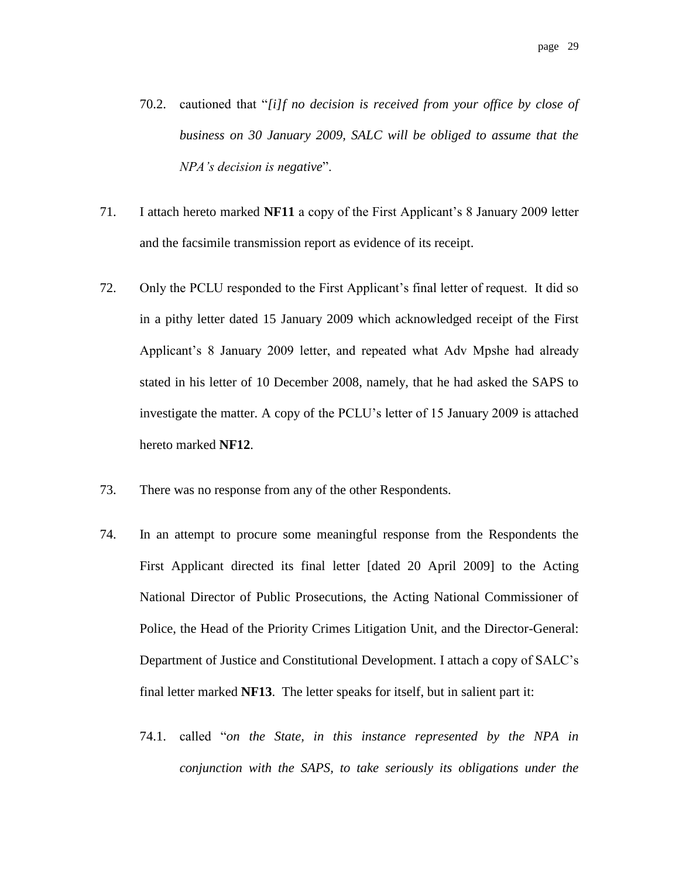70.2. cautioned that "*[i]f no decision is received from your office by close of business on 30 January 2009, SALC will be obliged to assume that the NPA's decision is negative*".

71. I attach hereto marked **NF11** a copy of the First Applicant's 8 January 2009 letter and the facsimile transmission report as evidence of its receipt.

72. Only the PCLU responded to the First Applicant's final letter of request. It did so in a pithy letter dated 15 January 2009 which acknowledged receipt of the First Applicant's 8 January 2009 letter, and repeated what Adv Mpshe had already stated in his letter of 10 December 2008, namely, that he had asked the SAPS to investigate the matter. A copy of the PCLU's letter of 15 January 2009 is attached hereto marked **NF12**.

73. There was no response from any of the other Respondents.

74. In an attempt to procure some meaningful response from the Respondents the First Applicant directed its final letter [dated 20 April 2009] to the Acting National Director of Public Prosecutions, the Acting National Commissioner of Police, the Head of the Priority Crimes Litigation Unit, and the Director-General: Department of Justice and Constitutional Development. I attach a copy of SALC's final letter marked **NF13**. The letter speaks for itself, but in salient part it:

74.1. called "*on the State, in this instance represented by the NPA in conjunction with the SAPS, to take seriously its obligations under the*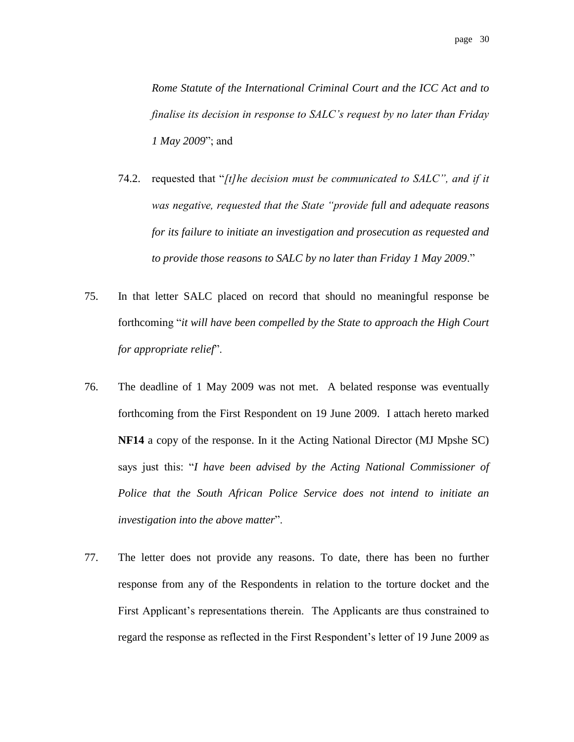*Rome Statute of the International Criminal Court and the ICC Act and to finalise its decision in response to SALC's request by no later than Friday 1 May 2009*"; and

74.2. requested that "*[t]he decision must be communicated to SALC", and if it was negative, requested that the State "provide full and adequate reasons for its failure to initiate an investigation and prosecution as requested and to provide those reasons to SALC by no later than Friday 1 May 2009*."

75. In that letter SALC placed on record that should no meaningful response be forthcoming "*it will have been compelled by the State to approach the High Court for appropriate relief*".

76. The deadline of 1 May 2009 was not met. A belated response was eventually forthcoming from the First Respondent on 19 June 2009. I attach hereto marked **NF14** a copy of the response. In it the Acting National Director (MJ Mpshe SC) says just this: "*I have been advised by the Acting National Commissioner of Police that the South African Police Service does not intend to initiate an investigation into the above matter*".

77. The letter does not provide any reasons. To date, there has been no further response from any of the Respondents in relation to the torture docket and the First Applicant's representations therein. The Applicants are thus constrained to regard the response as reflected in the First Respondent's letter of 19 June 2009 as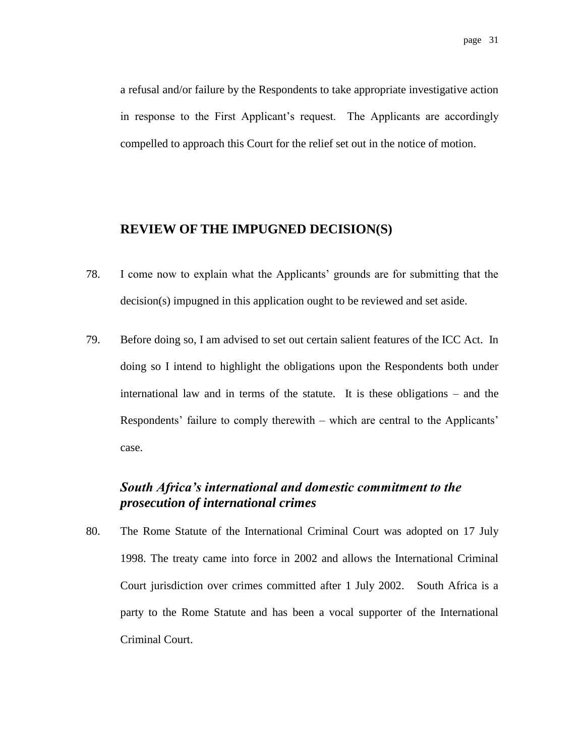a refusal and/or failure by the Respondents to take appropriate investigative action in response to the First Applicant's request. The Applicants are accordingly compelled to approach this Court for the relief set out in the notice of motion.

## REVIEW OF THE IMPUGNED DECISION(S)

78. I come now to explain what the Applicants' grounds are for submitting that the decision(s) impugned in this application ought to be reviewed and set aside.

79. Before doing so, I am advised to set out certain salient features of the ICC Act. In doing so I intend to highlight the obligations upon the Respondents both under international law and in terms of the statute. It is these obligations – and the Respondents' failure to comply therewith – which are central to the Applicants' case.

### *South Africa's international and domestic commitment to the prosecution of international crimes*

80. The Rome Statute of the International Criminal Court was adopted on 17 July 1998. The treaty came into force in 2002 and allows the International Criminal Court jurisdiction over crimes committed after 1 July 2002. South Africa is a party to the Rome Statute and has been a vocal supporter of the International Criminal Court.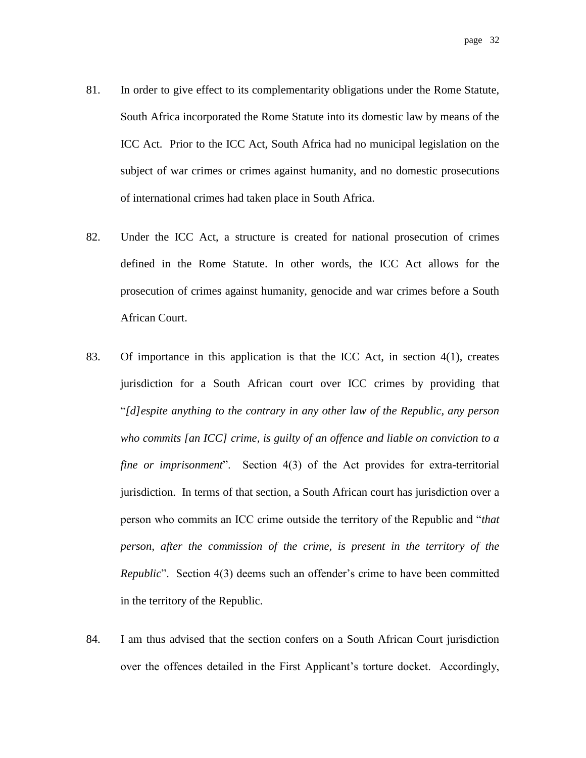81. In order to give effect to its complementarity obligations under the Rome Statute, South Africa incorporated the Rome Statute into its domestic law by means of the ICC Act. Prior to the ICC Act, South Africa had no municipal legislation on the subject of war crimes or crimes against humanity, and no domestic prosecutions of international crimes had taken place in South Africa.

82. Under the ICC Act, a structure is created for national prosecution of crimes defined in the Rome Statute. In other words, the ICC Act allows for the prosecution of crimes against humanity, genocide and war crimes before a South African Court.

83. Of importance in this application is that the ICC Act, in section 4(1), creates jurisdiction for a South African court over ICC crimes by providing that "*[d]espite anything to the contrary in any other law of the Republic, any person who commits [an ICC] crime, is guilty of an offence and liable on conviction to a fine or imprisonment*". Section 4(3) of the Act provides for extra-territorial jurisdiction. In terms of that section, a South African court has jurisdiction over a person who commits an ICC crime outside the territory of the Republic and "*that person, after the commission of the crime, is present in the territory of the Republic*". Section 4(3) deems such an offender's crime to have been committed in the territory of the Republic.

84. I am thus advised that the section confers on a South African Court jurisdiction over the offences detailed in the First Applicant's torture docket. Accordingly,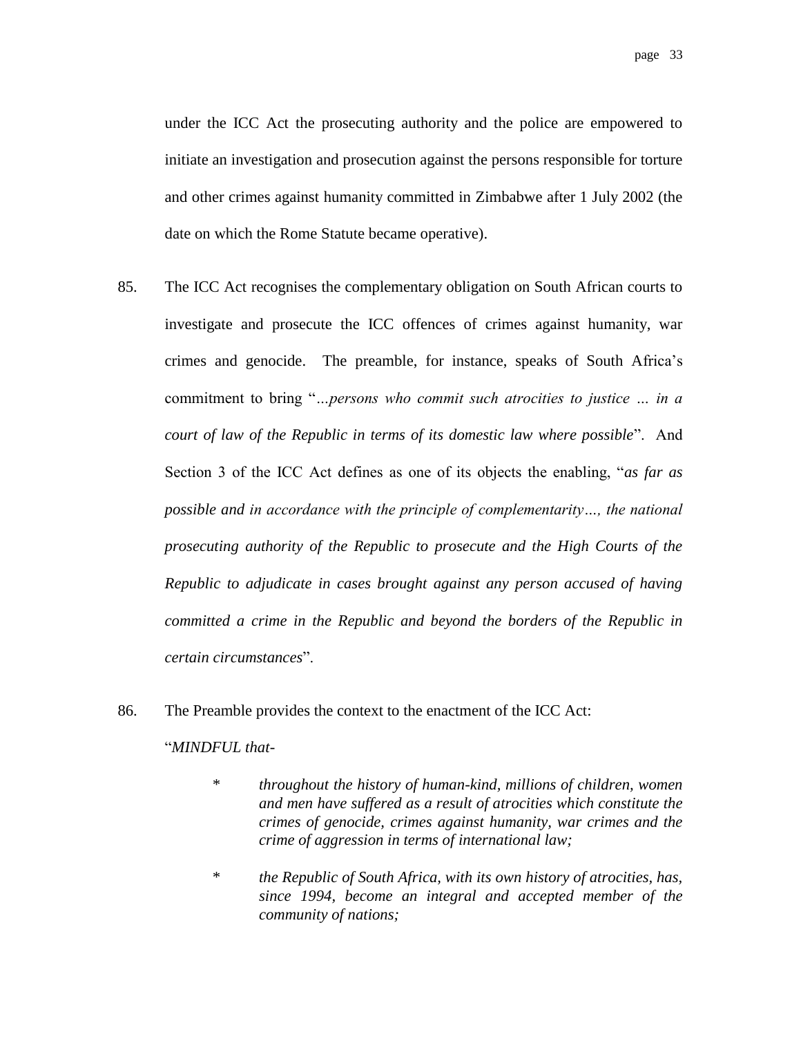under the ICC Act the prosecuting authority and the police are empowered to initiate an investigation and prosecution against the persons responsible for torture and other crimes against humanity committed in Zimbabwe after 1 July 2002 (the date on which the Rome Statute became operative).

85. The ICC Act recognises the complementary obligation on South African courts to investigate and prosecute the ICC offences of crimes against humanity, war crimes and genocide. The preamble, for instance, speaks of South Africa's commitment to bring "*…persons who commit such atrocities to justice … in a court of law of the Republic in terms of its domestic law where possible*". And Section 3 of the ICC Act defines as one of its objects the enabling, "*as far as possible and in accordance with the principle of complementarity…, the national prosecuting authority of the Republic to prosecute and the High Courts of the Republic to adjudicate in cases brought against any person accused of having committed a crime in the Republic and beyond the borders of the Republic in certain circumstances*".

86. The Preamble provides the context to the enactment of the ICC Act:

"*MINDFUL that-*

> \* *throughout the history of human-kind, millions of children, women and men have suffered as a result of atrocities which constitute the crimes of genocide, crimes against humanity, war crimes and the crime of aggression in terms of international law;*
>
> \* *the Republic of South Africa, with its own history of atrocities, has, since 1994, become an integral and accepted member of the community of nations;*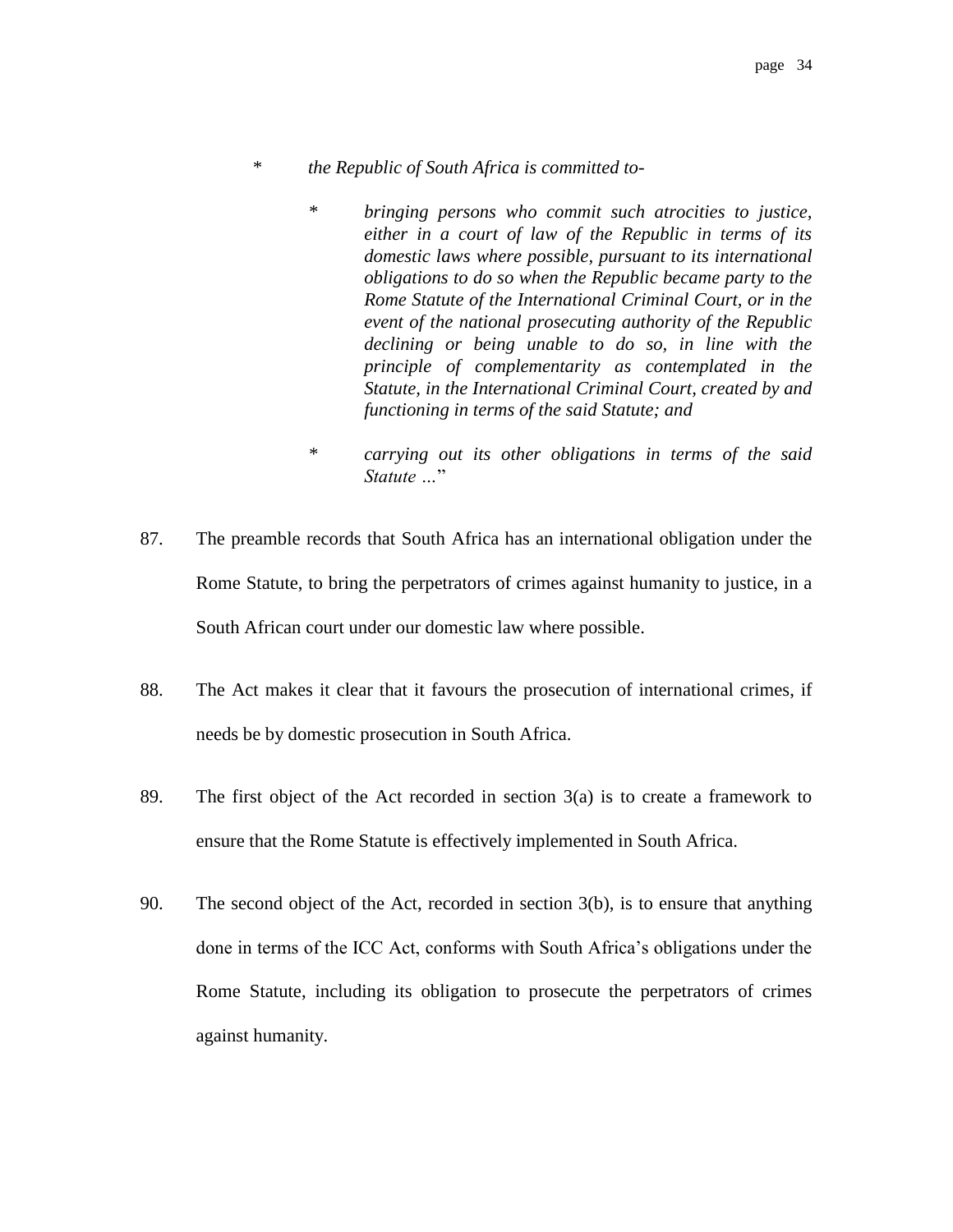- *the Republic of South Africa is committed to-*

    - *bringing persons who commit such atrocities to justice, either in a court of law of the Republic in terms of its domestic laws where possible, pursuant to its international obligations to do so when the Republic became party to the Rome Statute of the International Criminal Court, or in the event of the national prosecuting authority of the Republic declining or being unable to do so, in line with the principle of complementarity as contemplated in the Statute, in the International Criminal Court, created by and functioning in terms of the said Statute; and*

    - *carrying out its other obligations in terms of the said Statute …*"

87. The preamble records that South Africa has an international obligation under the Rome Statute, to bring the perpetrators of crimes against humanity to justice, in a South African court under our domestic law where possible.

88. The Act makes it clear that it favours the prosecution of international crimes, if needs be by domestic prosecution in South Africa.

89. The first object of the Act recorded in section 3(a) is to create a framework to ensure that the Rome Statute is effectively implemented in South Africa.

90. The second object of the Act, recorded in section 3(b), is to ensure that anything done in terms of the ICC Act, conforms with South Africa's obligations under the Rome Statute, including its obligation to prosecute the perpetrators of crimes against humanity.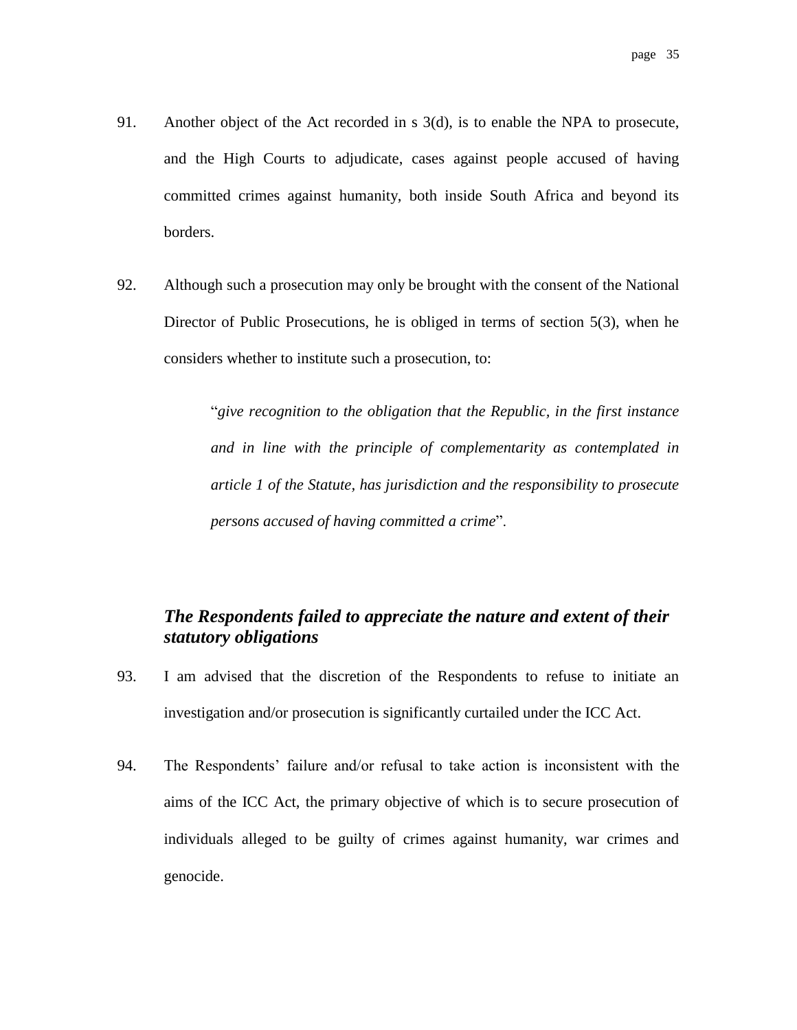91. Another object of the Act recorded in s 3(d), is to enable the NPA to prosecute, and the High Courts to adjudicate, cases against people accused of having committed crimes against humanity, both inside South Africa and beyond its borders.

92. Although such a prosecution may only be brought with the consent of the National Director of Public Prosecutions, he is obliged in terms of section 5(3), when he considers whether to institute such a prosecution, to:

> "*give recognition to the obligation that the Republic, in the first instance and in line with the principle of complementarity as contemplated in article 1 of the Statute, has jurisdiction and the responsibility to prosecute persons accused of having committed a crime*".

### *The Respondents failed to appreciate the nature and extent of their statutory obligations*

93. I am advised that the discretion of the Respondents to refuse to initiate an investigation and/or prosecution is significantly curtailed under the ICC Act.

94. The Respondents' failure and/or refusal to take action is inconsistent with the aims of the ICC Act, the primary objective of which is to secure prosecution of individuals alleged to be guilty of crimes against humanity, war crimes and genocide.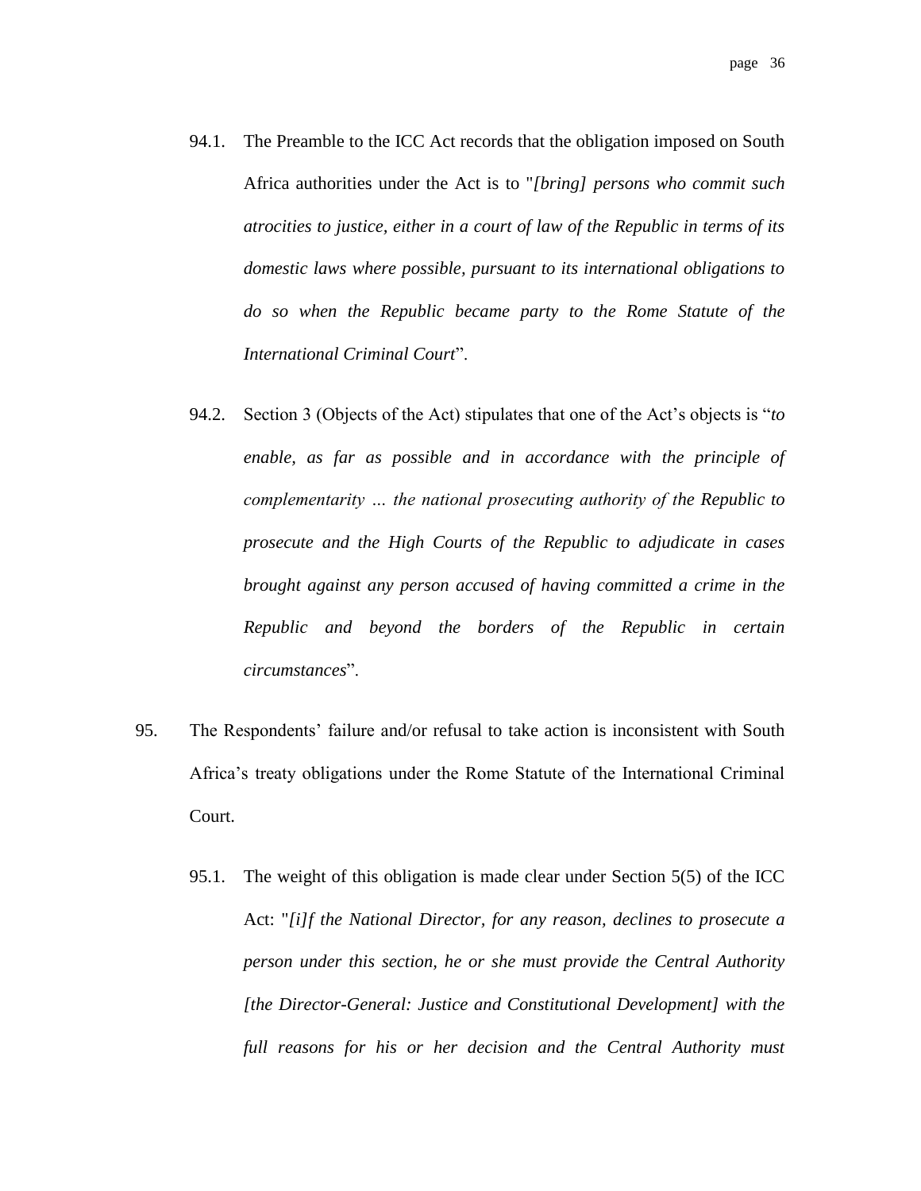94.1. The Preamble to the ICC Act records that the obligation imposed on South Africa authorities under the Act is to "*[bring] persons who commit such atrocities to justice, either in a court of law of the Republic in terms of its domestic laws where possible, pursuant to its international obligations to do so when the Republic became party to the Rome Statute of the International Criminal Court*".

94.2. Section 3 (Objects of the Act) stipulates that one of the Act's objects is "*to enable, as far as possible and in accordance with the principle of complementarity … the national prosecuting authority of the Republic to prosecute and the High Courts of the Republic to adjudicate in cases brought against any person accused of having committed a crime in the Republic and beyond the borders of the Republic in certain circumstances*".

95. The Respondents' failure and/or refusal to take action is inconsistent with South Africa's treaty obligations under the Rome Statute of the International Criminal Court.

95.1. The weight of this obligation is made clear under Section 5(5) of the ICC Act: "*[i]f the National Director, for any reason, declines to prosecute a person under this section, he or she must provide the Central Authority [the Director-General: Justice and Constitutional Development] with the full reasons for his or her decision and the Central Authority must*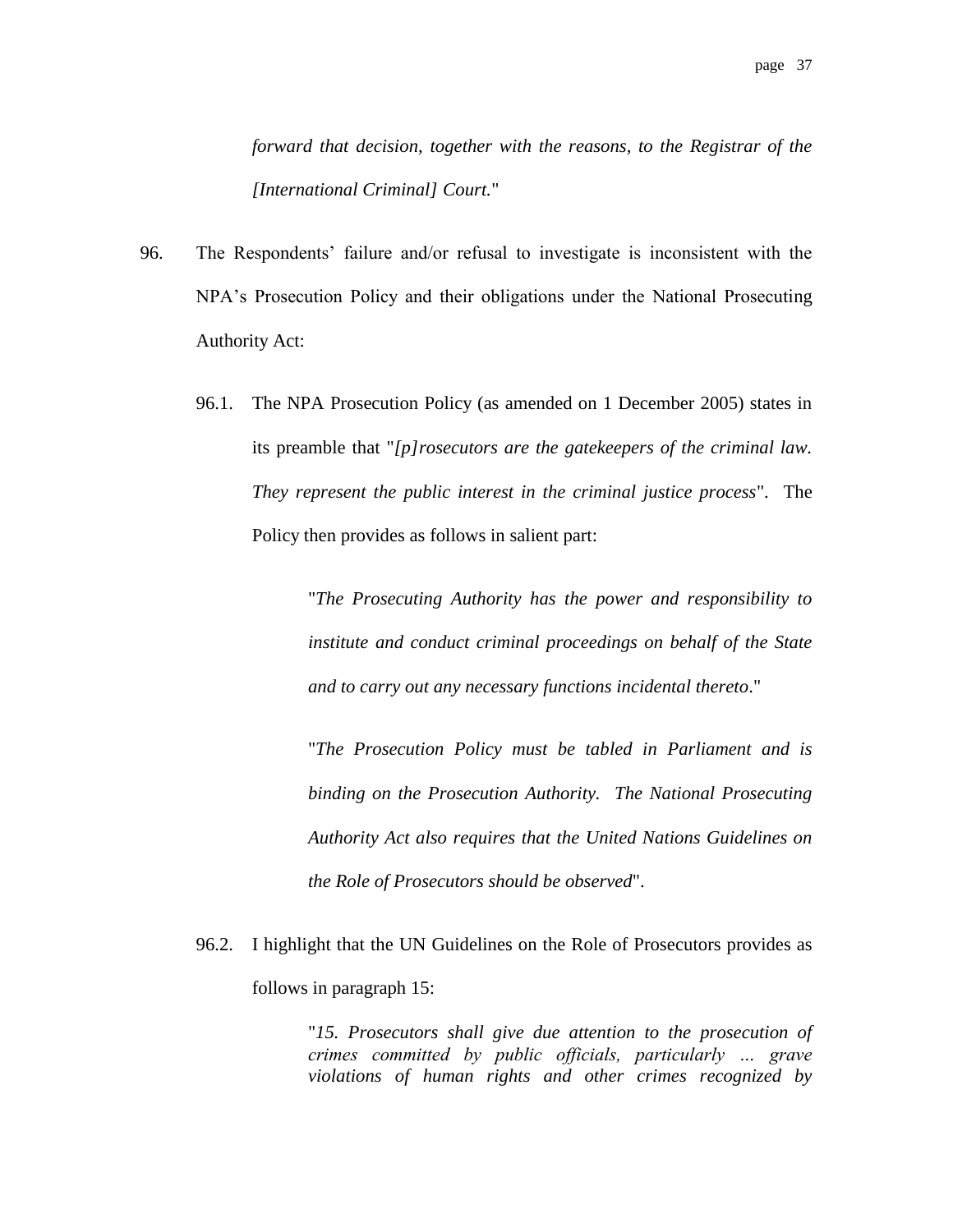*forward that decision, together with the reasons, to the Registrar of the [International Criminal] Court.*"

96. The Respondents' failure and/or refusal to investigate is inconsistent with the NPA's Prosecution Policy and their obligations under the National Prosecuting Authority Act:

   96.1. The NPA Prosecution Policy (as amended on 1 December 2005) states in its preamble that "*[p]rosecutors are the gatekeepers of the criminal law. They represent the public interest in the criminal justice process*". The Policy then provides as follows in salient part:

   > "*The Prosecuting Authority has the power and responsibility to institute and conduct criminal proceedings on behalf of the State and to carry out any necessary functions incidental thereto*."
   >
   > "*The Prosecution Policy must be tabled in Parliament and is binding on the Prosecution Authority. The National Prosecuting Authority Act also requires that the United Nations Guidelines on the Role of Prosecutors should be observed*".

   96.2. I highlight that the UN Guidelines on the Role of Prosecutors provides as follows in paragraph 15:

   > "*15. Prosecutors shall give due attention to the prosecution of crimes committed by public officials, particularly … grave violations of human rights and other crimes recognized by*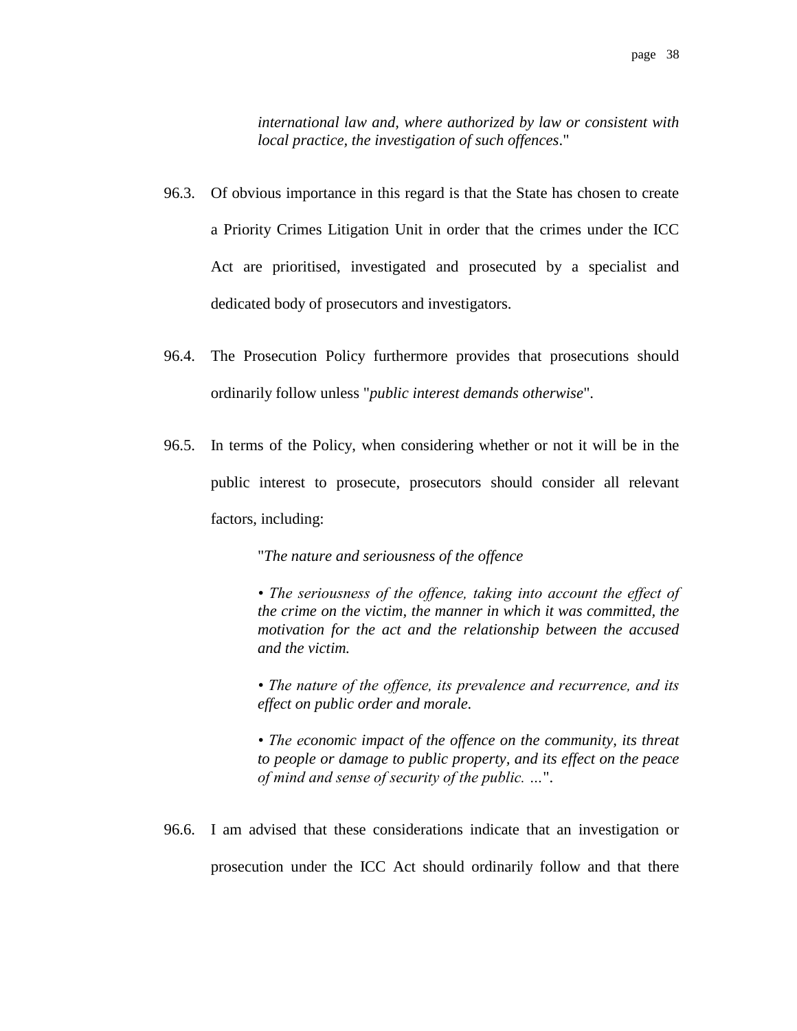> *international law and, where authorized by law or consistent with local practice, the investigation of such offences*."

96.3. Of obvious importance in this regard is that the State has chosen to create a Priority Crimes Litigation Unit in order that the crimes under the ICC Act are prioritised, investigated and prosecuted by a specialist and dedicated body of prosecutors and investigators.

96.4. The Prosecution Policy furthermore provides that prosecutions should ordinarily follow unless "*public interest demands otherwise*".

96.5. In terms of the Policy, when considering whether or not it will be in the public interest to prosecute, prosecutors should consider all relevant factors, including:

> "*The nature and seriousness of the offence*
>
> *• The seriousness of the offence, taking into account the effect of the crime on the victim, the manner in which it was committed, the motivation for the act and the relationship between the accused and the victim.*
>
> *• The nature of the offence, its prevalence and recurrence, and its effect on public order and morale.*
>
> *• The economic impact of the offence on the community, its threat to people or damage to public property, and its effect on the peace of mind and sense of security of the public. …*".

96.6. I am advised that these considerations indicate that an investigation or prosecution under the ICC Act should ordinarily follow and that there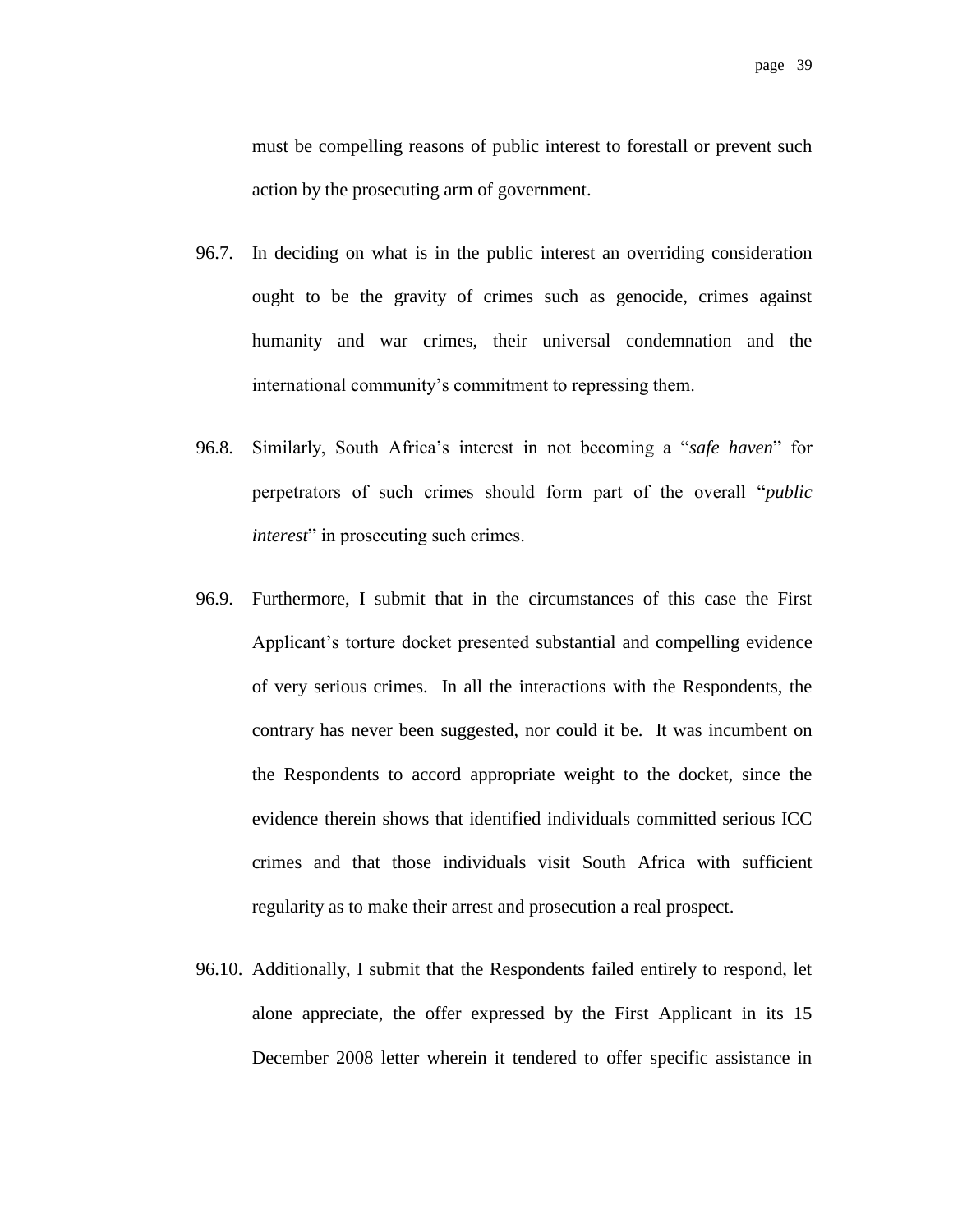must be compelling reasons of public interest to forestall or prevent such action by the prosecuting arm of government.

96.7. In deciding on what is in the public interest an overriding consideration ought to be the gravity of crimes such as genocide, crimes against humanity and war crimes, their universal condemnation and the international community's commitment to repressing them.

96.8. Similarly, South Africa's interest in not becoming a "*safe haven*" for perpetrators of such crimes should form part of the overall "*public interest*" in prosecuting such crimes.

96.9. Furthermore, I submit that in the circumstances of this case the First Applicant's torture docket presented substantial and compelling evidence of very serious crimes. In all the interactions with the Respondents, the contrary has never been suggested, nor could it be. It was incumbent on the Respondents to accord appropriate weight to the docket, since the evidence therein shows that identified individuals committed serious ICC crimes and that those individuals visit South Africa with sufficient regularity as to make their arrest and prosecution a real prospect.

96.10. Additionally, I submit that the Respondents failed entirely to respond, let alone appreciate, the offer expressed by the First Applicant in its 15 December 2008 letter wherein it tendered to offer specific assistance in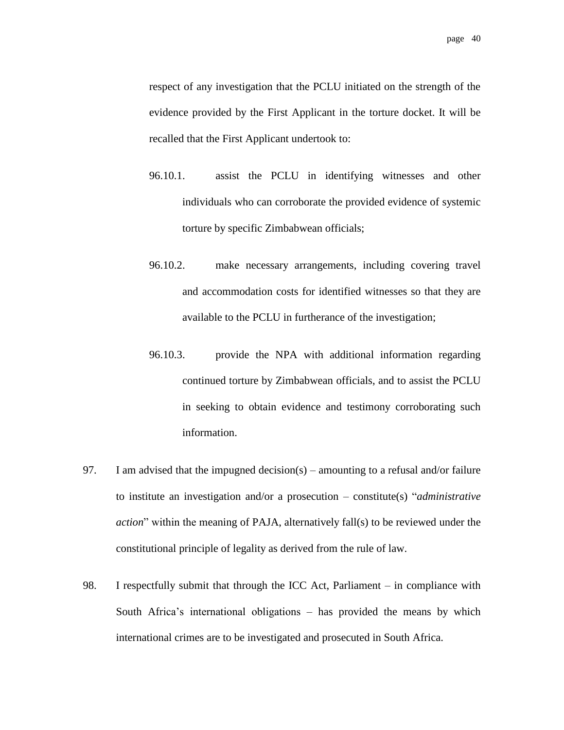respect of any investigation that the PCLU initiated on the strength of the evidence provided by the First Applicant in the torture docket. It will be recalled that the First Applicant undertook to:

96.10.1. assist the PCLU in identifying witnesses and other individuals who can corroborate the provided evidence of systemic torture by specific Zimbabwean officials;

96.10.2. make necessary arrangements, including covering travel and accommodation costs for identified witnesses so that they are available to the PCLU in furtherance of the investigation;

96.10.3. provide the NPA with additional information regarding continued torture by Zimbabwean officials, and to assist the PCLU in seeking to obtain evidence and testimony corroborating such information.

97. I am advised that the impugned decision(s) – amounting to a refusal and/or failure to institute an investigation and/or a prosecution – constitute(s) "*administrative action*" within the meaning of PAJA, alternatively fall(s) to be reviewed under the constitutional principle of legality as derived from the rule of law.

98. I respectfully submit that through the ICC Act, Parliament – in compliance with South Africa's international obligations – has provided the means by which international crimes are to be investigated and prosecuted in South Africa.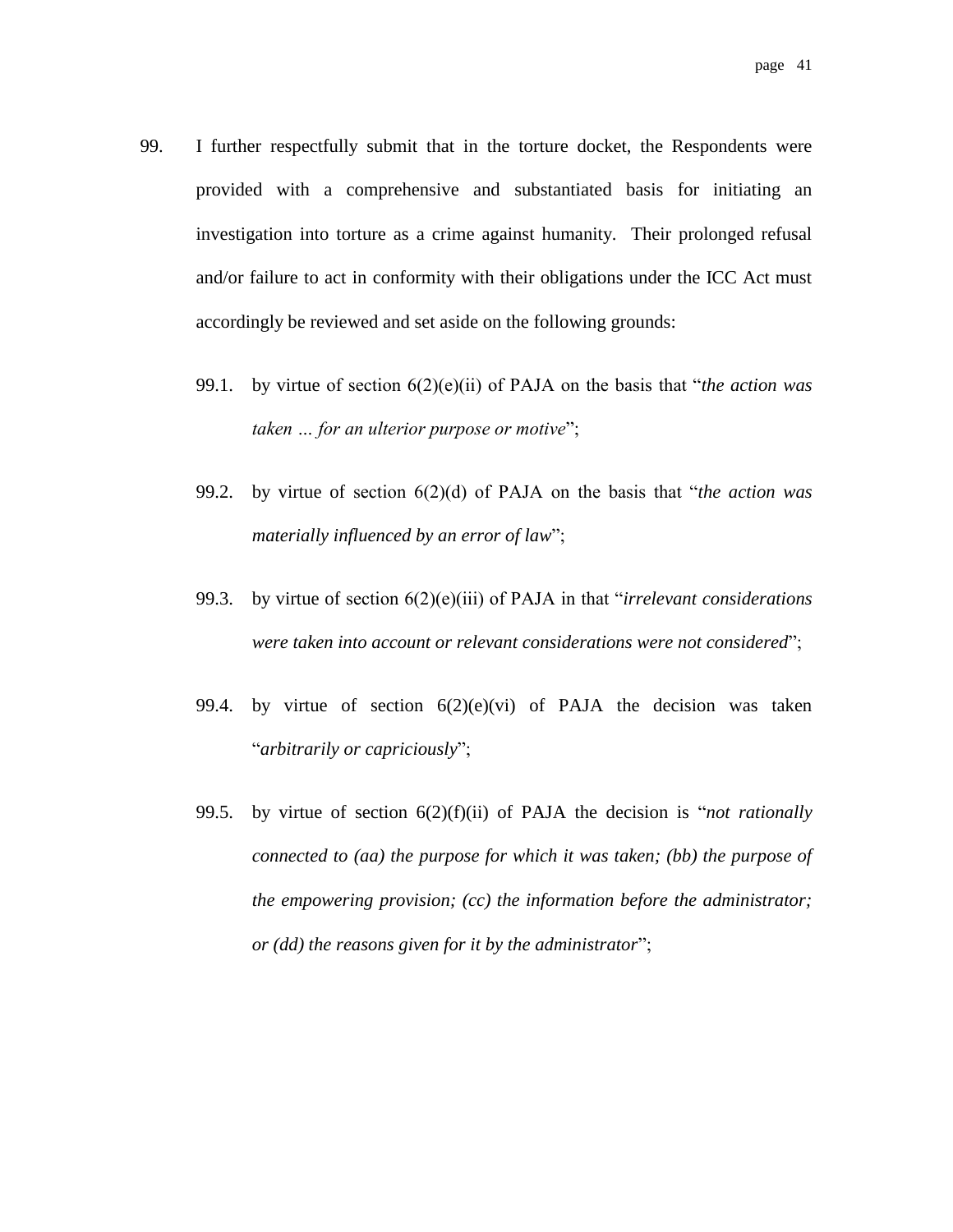99. I further respectfully submit that in the torture docket, the Respondents were provided with a comprehensive and substantiated basis for initiating an investigation into torture as a crime against humanity. Their prolonged refusal and/or failure to act in conformity with their obligations under the ICC Act must accordingly be reviewed and set aside on the following grounds:

   99.1. by virtue of section 6(2)(e)(ii) of PAJA on the basis that "*the action was taken … for an ulterior purpose or motive*";

   99.2. by virtue of section 6(2)(d) of PAJA on the basis that "*the action was materially influenced by an error of law*";

   99.3. by virtue of section 6(2)(e)(iii) of PAJA in that "*irrelevant considerations were taken into account or relevant considerations were not considered*";

   99.4. by virtue of section 6(2)(e)(vi) of PAJA the decision was taken "*arbitrarily or capriciously*";

   99.5. by virtue of section 6(2)(f)(ii) of PAJA the decision is "*not rationally connected to (aa) the purpose for which it was taken; (bb) the purpose of the empowering provision; (cc) the information before the administrator; or (dd) the reasons given for it by the administrator*";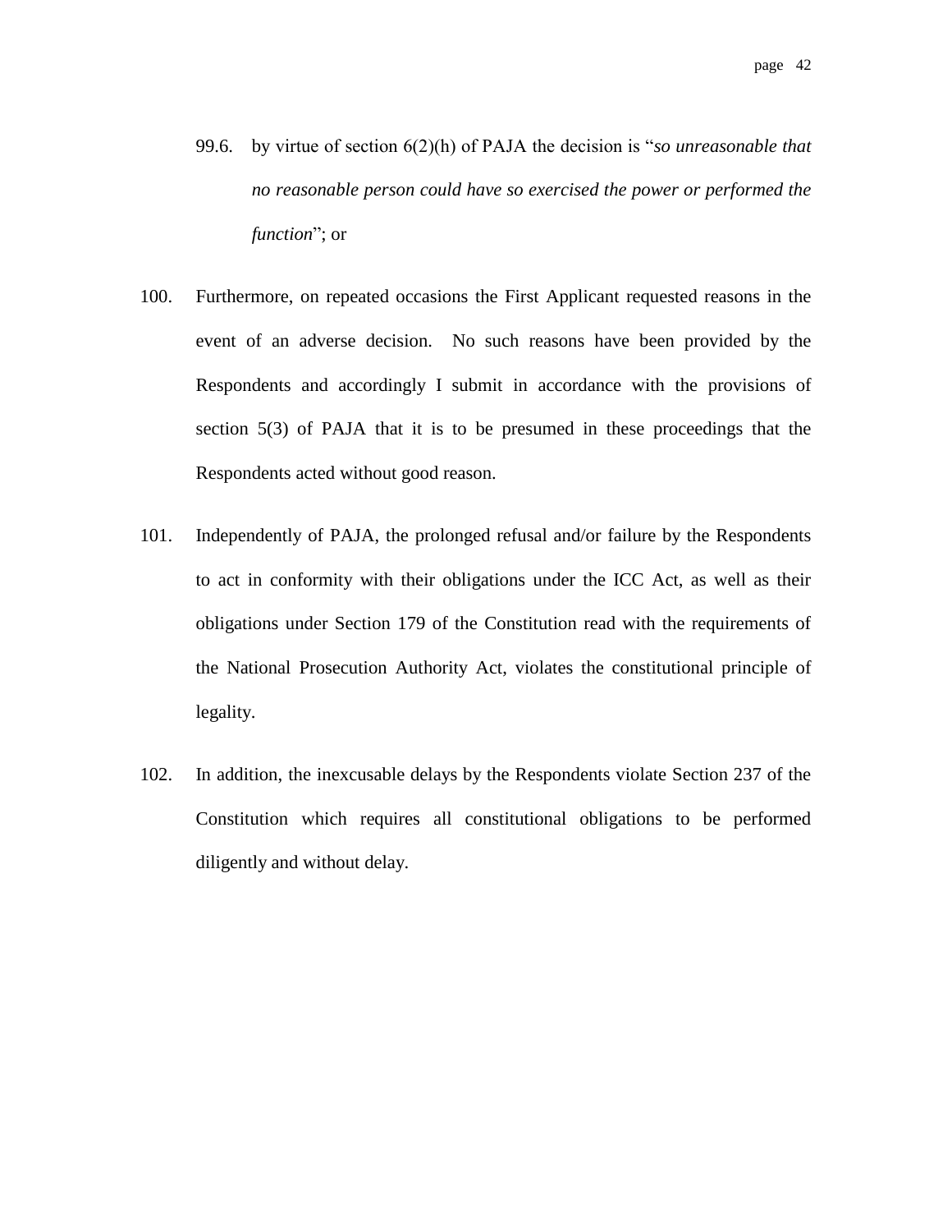99.6. by virtue of section 6(2)(h) of PAJA the decision is "*so unreasonable that no reasonable person could have so exercised the power or performed the function*"; or

100. Furthermore, on repeated occasions the First Applicant requested reasons in the event of an adverse decision. No such reasons have been provided by the Respondents and accordingly I submit in accordance with the provisions of section 5(3) of PAJA that it is to be presumed in these proceedings that the Respondents acted without good reason.

101. Independently of PAJA, the prolonged refusal and/or failure by the Respondents to act in conformity with their obligations under the ICC Act, as well as their obligations under Section 179 of the Constitution read with the requirements of the National Prosecution Authority Act, violates the constitutional principle of legality.

102. In addition, the inexcusable delays by the Respondents violate Section 237 of the Constitution which requires all constitutional obligations to be performed diligently and without delay.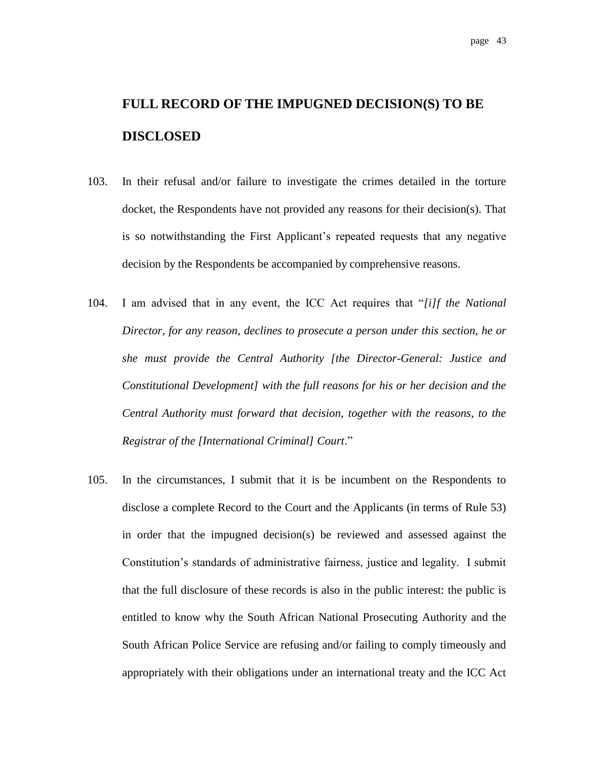## FULL RECORD OF THE IMPUGNED DECISION(S) TO BE DISCLOSED

103. In their refusal and/or failure to investigate the crimes detailed in the torture docket, the Respondents have not provided any reasons for their decision(s). That is so notwithstanding the First Applicant's repeated requests that any negative decision by the Respondents be accompanied by comprehensive reasons.

104. I am advised that in any event, the ICC Act requires that "*[i]f the National Director, for any reason, declines to prosecute a person under this section, he or she must provide the Central Authority [the Director-General: Justice and Constitutional Development] with the full reasons for his or her decision and the Central Authority must forward that decision, together with the reasons, to the Registrar of the [International Criminal] Court*."

105. In the circumstances, I submit that it is be incumbent on the Respondents to disclose a complete Record to the Court and the Applicants (in terms of Rule 53) in order that the impugned decision(s) be reviewed and assessed against the Constitution's standards of administrative fairness, justice and legality. I submit that the full disclosure of these records is also in the public interest: the public is entitled to know why the South African National Prosecuting Authority and the South African Police Service are refusing and/or failing to comply timeously and appropriately with their obligations under an international treaty and the ICC Act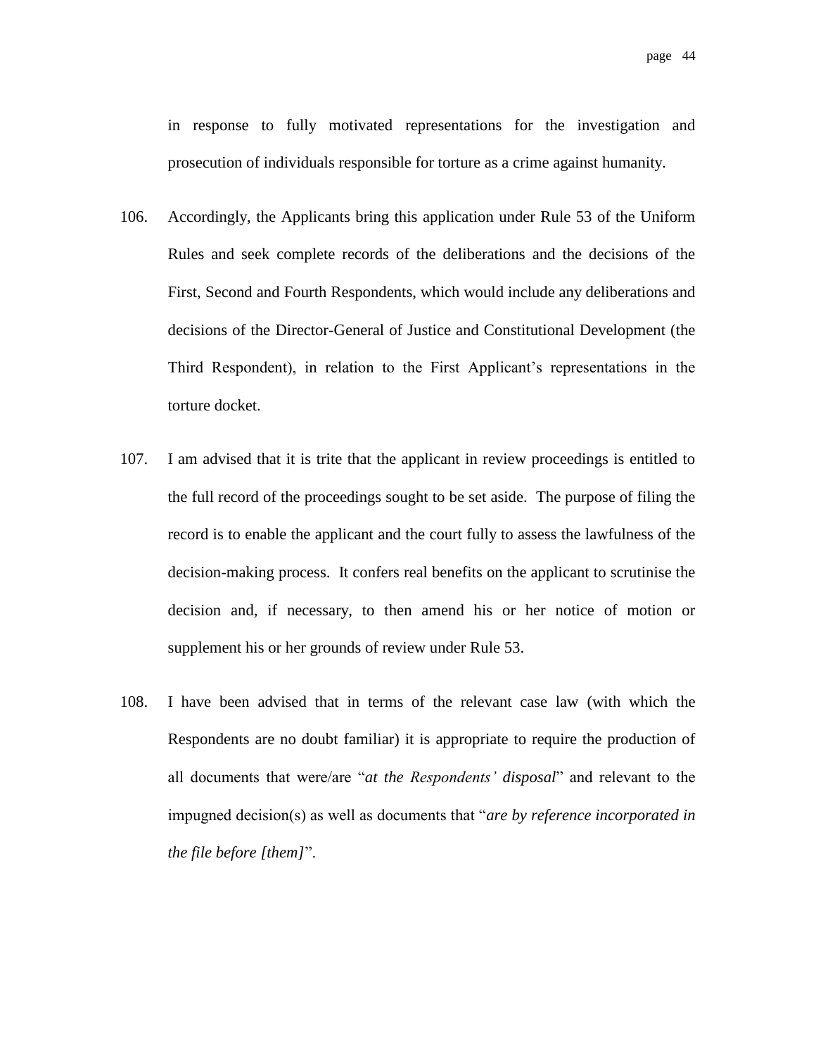in response to fully motivated representations for the investigation and prosecution of individuals responsible for torture as a crime against humanity.

106. Accordingly, the Applicants bring this application under Rule 53 of the Uniform Rules and seek complete records of the deliberations and the decisions of the First, Second and Fourth Respondents, which would include any deliberations and decisions of the Director-General of Justice and Constitutional Development (the Third Respondent), in relation to the First Applicant's representations in the torture docket.

107. I am advised that it is trite that the applicant in review proceedings is entitled to the full record of the proceedings sought to be set aside. The purpose of filing the record is to enable the applicant and the court fully to assess the lawfulness of the decision-making process. It confers real benefits on the applicant to scrutinise the decision and, if necessary, to then amend his or her notice of motion or supplement his or her grounds of review under Rule 53.

108. I have been advised that in terms of the relevant case law (with which the Respondents are no doubt familiar) it is appropriate to require the production of all documents that were/are "*at the Respondents' disposal*" and relevant to the impugned decision(s) as well as documents that "*are by reference incorporated in the file before [them]*".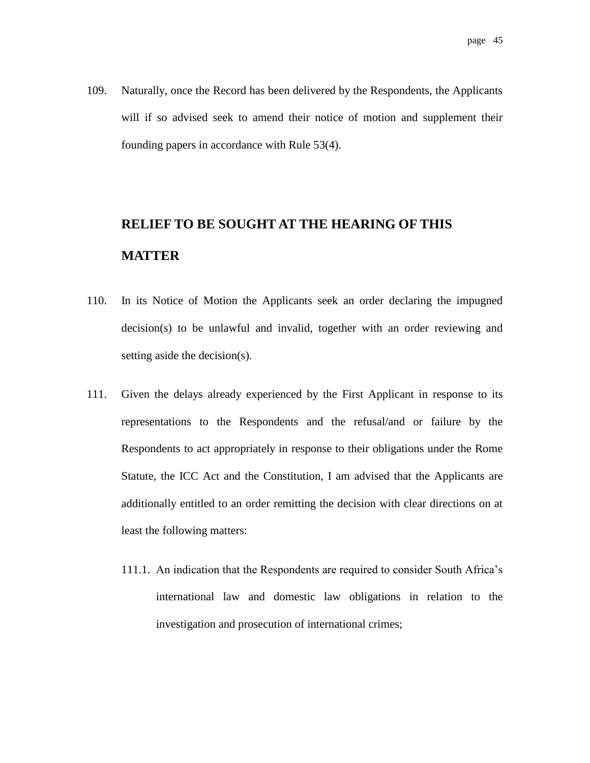109. Naturally, once the Record has been delivered by the Respondents, the Applicants will if so advised seek to amend their notice of motion and supplement their founding papers in accordance with Rule 53(4).

## RELIEF TO BE SOUGHT AT THE HEARING OF THIS MATTER

110. In its Notice of Motion the Applicants seek an order declaring the impugned decision(s) to be unlawful and invalid, together with an order reviewing and setting aside the decision(s).

111. Given the delays already experienced by the First Applicant in response to its representations to the Respondents and the refusal/and or failure by the Respondents to act appropriately in response to their obligations under the Rome Statute, the ICC Act and the Constitution, I am advised that the Applicants are additionally entitled to an order remitting the decision with clear directions on at least the following matters:

    111.1. An indication that the Respondents are required to consider South Africa's international law and domestic law obligations in relation to the investigation and prosecution of international crimes;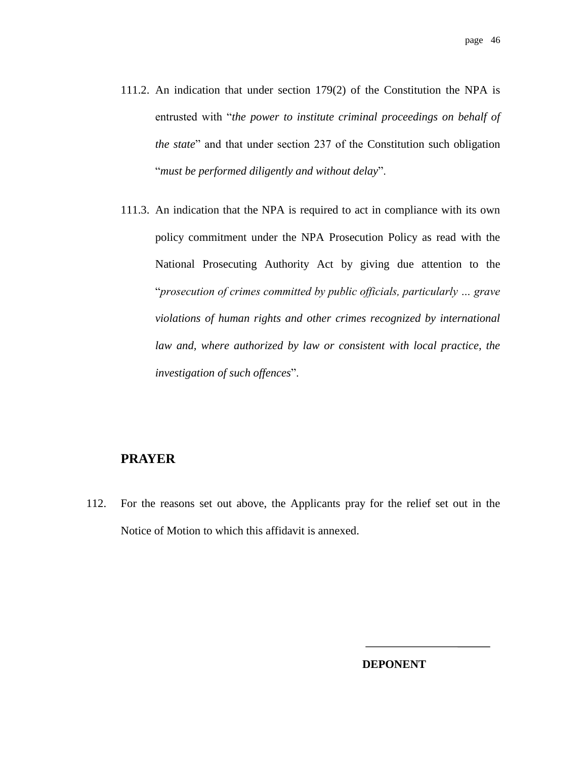111.2. An indication that under section 179(2) of the Constitution the NPA is entrusted with "*the power to institute criminal proceedings on behalf of the state*" and that under section 237 of the Constitution such obligation "*must be performed diligently and without delay*".

111.3. An indication that the NPA is required to act in compliance with its own policy commitment under the NPA Prosecution Policy as read with the National Prosecuting Authority Act by giving due attention to the "*prosecution of crimes committed by public officials, particularly … grave violations of human rights and other crimes recognized by international law and, where authorized by law or consistent with local practice, the investigation of such offences*".

## PRAYER

112. For the reasons set out above, the Applicants pray for the relief set out in the Notice of Motion to which this affidavit is annexed.

\_\_\_\_\_\_\_\_\_\_\_\_\_\_\_\_\_\_\_\_\_\_

**DEPONENT**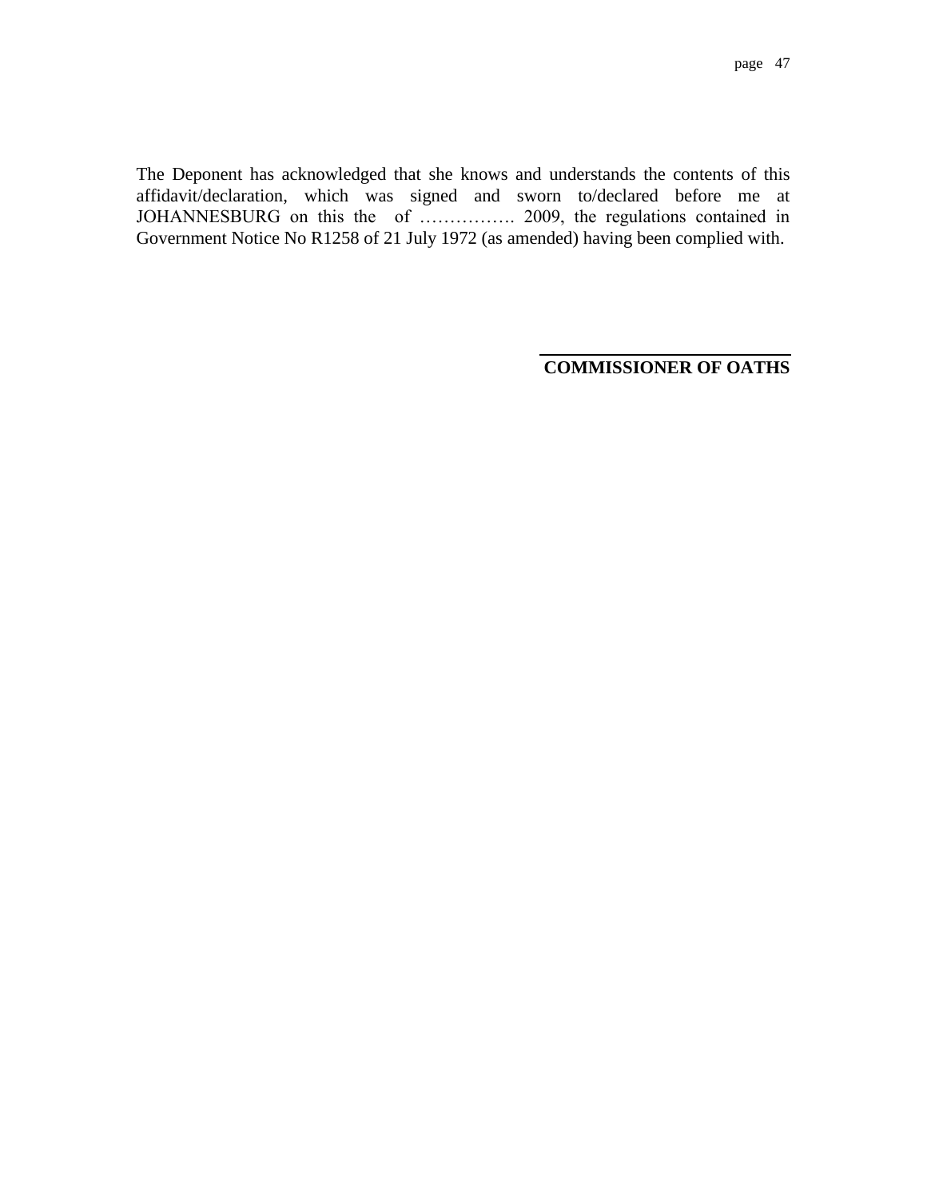The Deponent has acknowledged that she knows and understands the contents of this affidavit/declaration, which was signed and sworn to/declared before me at JOHANNESBURG on this the of ……………. 2009, the regulations contained in Government Notice No R1258 of 21 July 1972 (as amended) having been complied with.

______________________________

**COMMISSIONER OF OATHS**